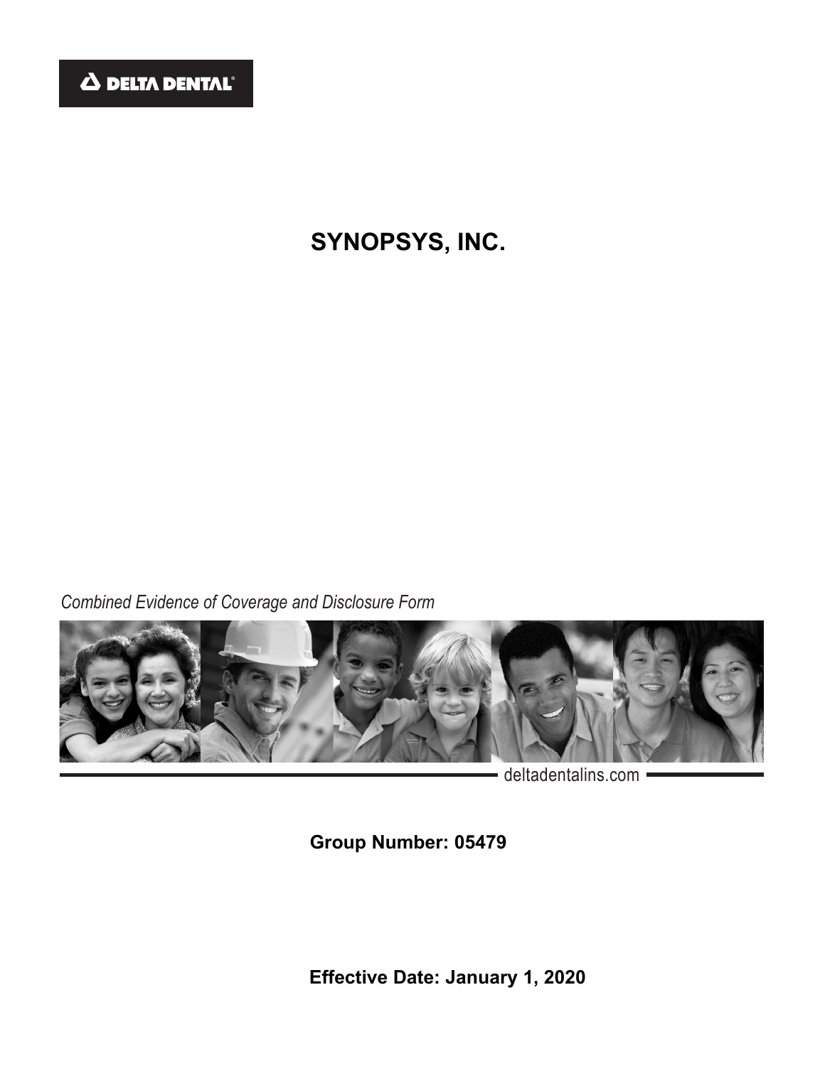DELTA DENTAL

# SYNOPSYS, INC.

*Combined Evidence of Coverage and Disclosure Form*

deltadentalins.com

**Group Number: 05479**

**Effective Date: January 1, 2020**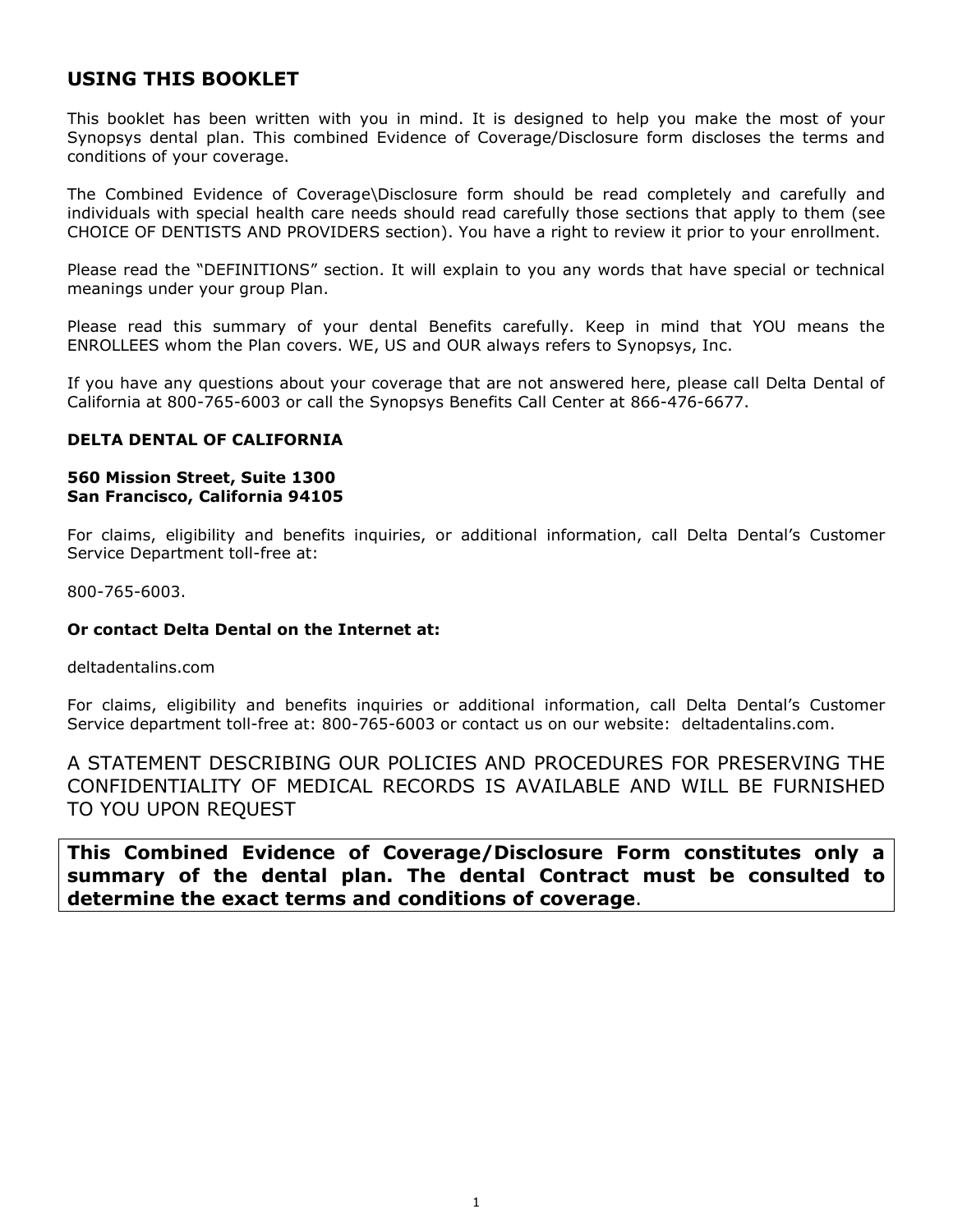## USING THIS BOOKLET

This booklet has been written with you in mind. It is designed to help you make the most of your Synopsys dental plan. This combined Evidence of Coverage/Disclosure form discloses the terms and conditions of your coverage.

The Combined Evidence of Coverage\Disclosure form should be read completely and carefully and individuals with special health care needs should read carefully those sections that apply to them (see CHOICE OF DENTISTS AND PROVIDERS section). You have a right to review it prior to your enrollment.

Please read the "DEFINITIONS" section. It will explain to you any words that have special or technical meanings under your group Plan.

Please read this summary of your dental Benefits carefully. Keep in mind that YOU means the ENROLLEES whom the Plan covers. WE, US and OUR always refers to Synopsys, Inc.

If you have any questions about your coverage that are not answered here, please call Delta Dental of California at 800-765-6003 or call the Synopsys Benefits Call Center at 866-476-6677.

**DELTA DENTAL OF CALIFORNIA**

**560 Mission Street, Suite 1300**
**San Francisco, California 94105**

For claims, eligibility and benefits inquiries, or additional information, call Delta Dental's Customer Service Department toll-free at:

800-765-6003.

**Or contact Delta Dental on the Internet at:**

deltadentalins.com

For claims, eligibility and benefits inquiries or additional information, call Delta Dental's Customer Service department toll-free at: 800-765-6003 or contact us on our website: deltadentalins.com.

A STATEMENT DESCRIBING OUR POLICIES AND PROCEDURES FOR PRESERVING THE CONFIDENTIALITY OF MEDICAL RECORDS IS AVAILABLE AND WILL BE FURNISHED TO YOU UPON REQUEST

**This Combined Evidence of Coverage/Disclosure Form constitutes only a summary of the dental plan. The dental Contract must be consulted to determine the exact terms and conditions of coverage**.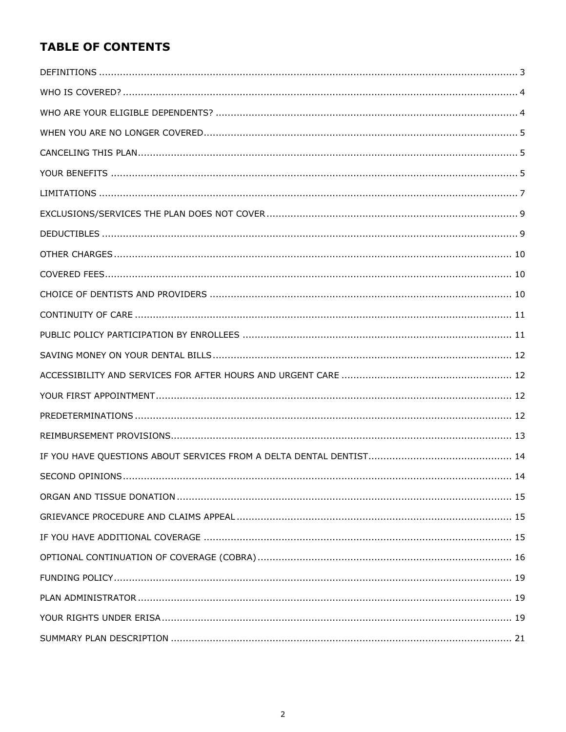## TABLE OF CONTENTS

DEFINITIONS ..... 3

WHO IS COVERED? ..... 4

WHO ARE YOUR ELIGIBLE DEPENDENTS? ..... 4

WHEN YOU ARE NO LONGER COVERED ..... 5

CANCELING THIS PLAN ..... 5

YOUR BENEFITS ..... 5

LIMITATIONS ..... 7

EXCLUSIONS/SERVICES THE PLAN DOES NOT COVER ..... 9

DEDUCTIBLES ..... 9

OTHER CHARGES ..... 10

COVERED FEES ..... 10

CHOICE OF DENTISTS AND PROVIDERS ..... 10

CONTINUITY OF CARE ..... 11

PUBLIC POLICY PARTICIPATION BY ENROLLEES ..... 11

SAVING MONEY ON YOUR DENTAL BILLS ..... 12

ACCESSIBILITY AND SERVICES FOR AFTER HOURS AND URGENT CARE ..... 12

YOUR FIRST APPOINTMENT ..... 12

PREDETERMINATIONS ..... 12

REIMBURSEMENT PROVISIONS ..... 13

IF YOU HAVE QUESTIONS ABOUT SERVICES FROM A DELTA DENTAL DENTIST ..... 14

SECOND OPINIONS ..... 14

ORGAN AND TISSUE DONATION ..... 15

GRIEVANCE PROCEDURE AND CLAIMS APPEAL ..... 15

IF YOU HAVE ADDITIONAL COVERAGE ..... 15

OPTIONAL CONTINUATION OF COVERAGE (COBRA) ..... 16

FUNDING POLICY ..... 19

PLAN ADMINISTRATOR ..... 19

YOUR RIGHTS UNDER ERISA ..... 19

SUMMARY PLAN DESCRIPTION ..... 21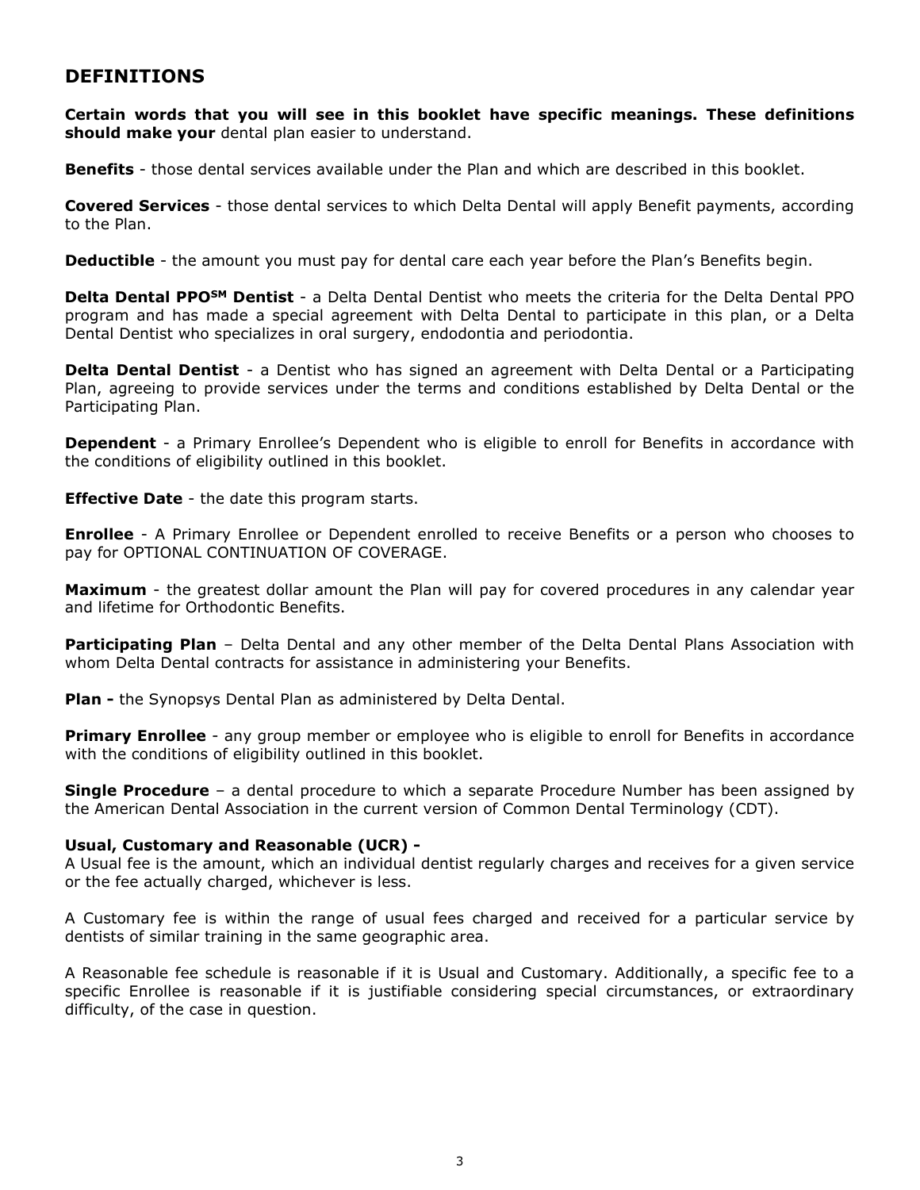## DEFINITIONS

**Certain words that you will see in this booklet have specific meanings. These definitions should make your** dental plan easier to understand.

**Benefits** - those dental services available under the Plan and which are described in this booklet.

**Covered Services** - those dental services to which Delta Dental will apply Benefit payments, according to the Plan.

**Deductible** - the amount you must pay for dental care each year before the Plan's Benefits begin.

**Delta Dental PPO**[SM] **Dentist** - a Delta Dental Dentist who meets the criteria for the Delta Dental PPO program and has made a special agreement with Delta Dental to participate in this plan, or a Delta Dental Dentist who specializes in oral surgery, endodontia and periodontia.

**Delta Dental Dentist** - a Dentist who has signed an agreement with Delta Dental or a Participating Plan, agreeing to provide services under the terms and conditions established by Delta Dental or the Participating Plan.

**Dependent** - a Primary Enrollee's Dependent who is eligible to enroll for Benefits in accordance with the conditions of eligibility outlined in this booklet.

**Effective Date** - the date this program starts.

**Enrollee** - A Primary Enrollee or Dependent enrolled to receive Benefits or a person who chooses to pay for OPTIONAL CONTINUATION OF COVERAGE.

**Maximum** - the greatest dollar amount the Plan will pay for covered procedures in any calendar year and lifetime for Orthodontic Benefits.

**Participating Plan** – Delta Dental and any other member of the Delta Dental Plans Association with whom Delta Dental contracts for assistance in administering your Benefits.

**Plan -** the Synopsys Dental Plan as administered by Delta Dental.

**Primary Enrollee** - any group member or employee who is eligible to enroll for Benefits in accordance with the conditions of eligibility outlined in this booklet.

**Single Procedure** – a dental procedure to which a separate Procedure Number has been assigned by the American Dental Association in the current version of Common Dental Terminology (CDT).

**Usual, Customary and Reasonable (UCR) -**
A Usual fee is the amount, which an individual dentist regularly charges and receives for a given service or the fee actually charged, whichever is less.

A Customary fee is within the range of usual fees charged and received for a particular service by dentists of similar training in the same geographic area.

A Reasonable fee schedule is reasonable if it is Usual and Customary. Additionally, a specific fee to a specific Enrollee is reasonable if it is justifiable considering special circumstances, or extraordinary difficulty, of the case in question.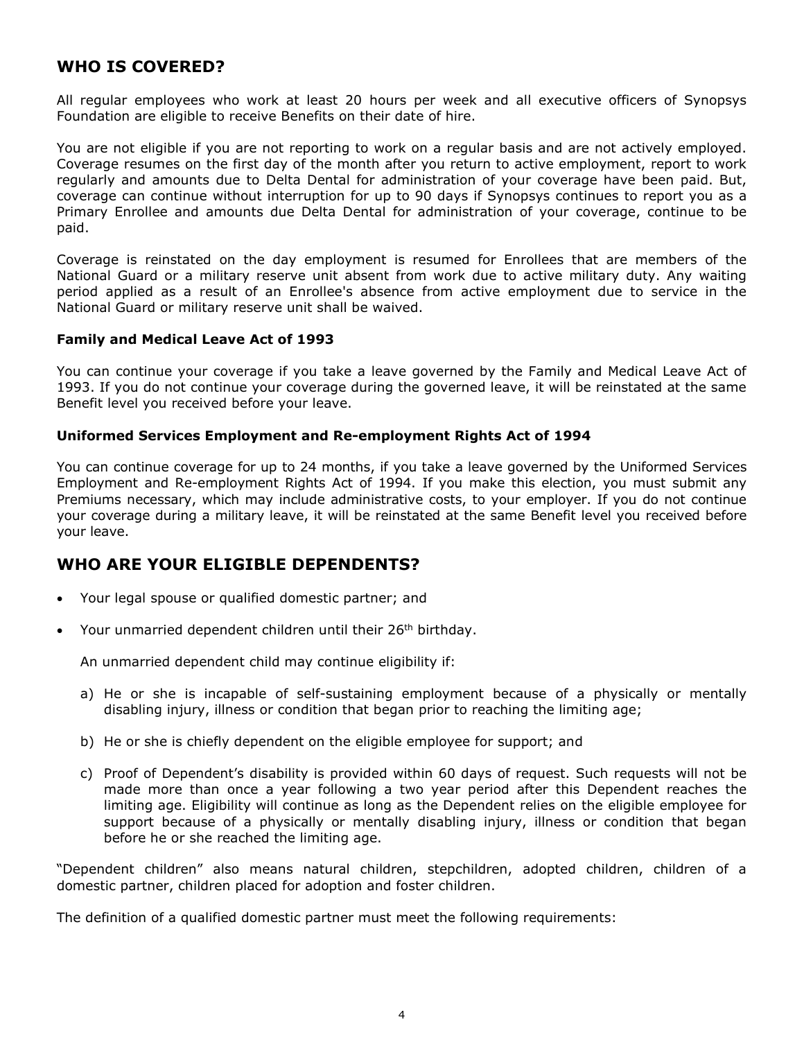## WHO IS COVERED?

All regular employees who work at least 20 hours per week and all executive officers of Synopsys Foundation are eligible to receive Benefits on their date of hire.

You are not eligible if you are not reporting to work on a regular basis and are not actively employed. Coverage resumes on the first day of the month after you return to active employment, report to work regularly and amounts due to Delta Dental for administration of your coverage have been paid. But, coverage can continue without interruption for up to 90 days if Synopsys continues to report you as a Primary Enrollee and amounts due Delta Dental for administration of your coverage, continue to be paid.

Coverage is reinstated on the day employment is resumed for Enrollees that are members of the National Guard or a military reserve unit absent from work due to active military duty. Any waiting period applied as a result of an Enrollee's absence from active employment due to service in the National Guard or military reserve unit shall be waived.

### Family and Medical Leave Act of 1993

You can continue your coverage if you take a leave governed by the Family and Medical Leave Act of 1993. If you do not continue your coverage during the governed leave, it will be reinstated at the same Benefit level you received before your leave.

### Uniformed Services Employment and Re-employment Rights Act of 1994

You can continue coverage for up to 24 months, if you take a leave governed by the Uniformed Services Employment and Re-employment Rights Act of 1994. If you make this election, you must submit any Premiums necessary, which may include administrative costs, to your employer. If you do not continue your coverage during a military leave, it will be reinstated at the same Benefit level you received before your leave.

## WHO ARE YOUR ELIGIBLE DEPENDENTS?

- Your legal spouse or qualified domestic partner; and
- Your unmarried dependent children until their 26th birthday.

  An unmarried dependent child may continue eligibility if:

  a) He or she is incapable of self-sustaining employment because of a physically or mentally disabling injury, illness or condition that began prior to reaching the limiting age;

  b) He or she is chiefly dependent on the eligible employee for support; and

  c) Proof of Dependent's disability is provided within 60 days of request. Such requests will not be made more than once a year following a two year period after this Dependent reaches the limiting age. Eligibility will continue as long as the Dependent relies on the eligible employee for support because of a physically or mentally disabling injury, illness or condition that began before he or she reached the limiting age.

"Dependent children" also means natural children, stepchildren, adopted children, children of a domestic partner, children placed for adoption and foster children.

The definition of a qualified domestic partner must meet the following requirements: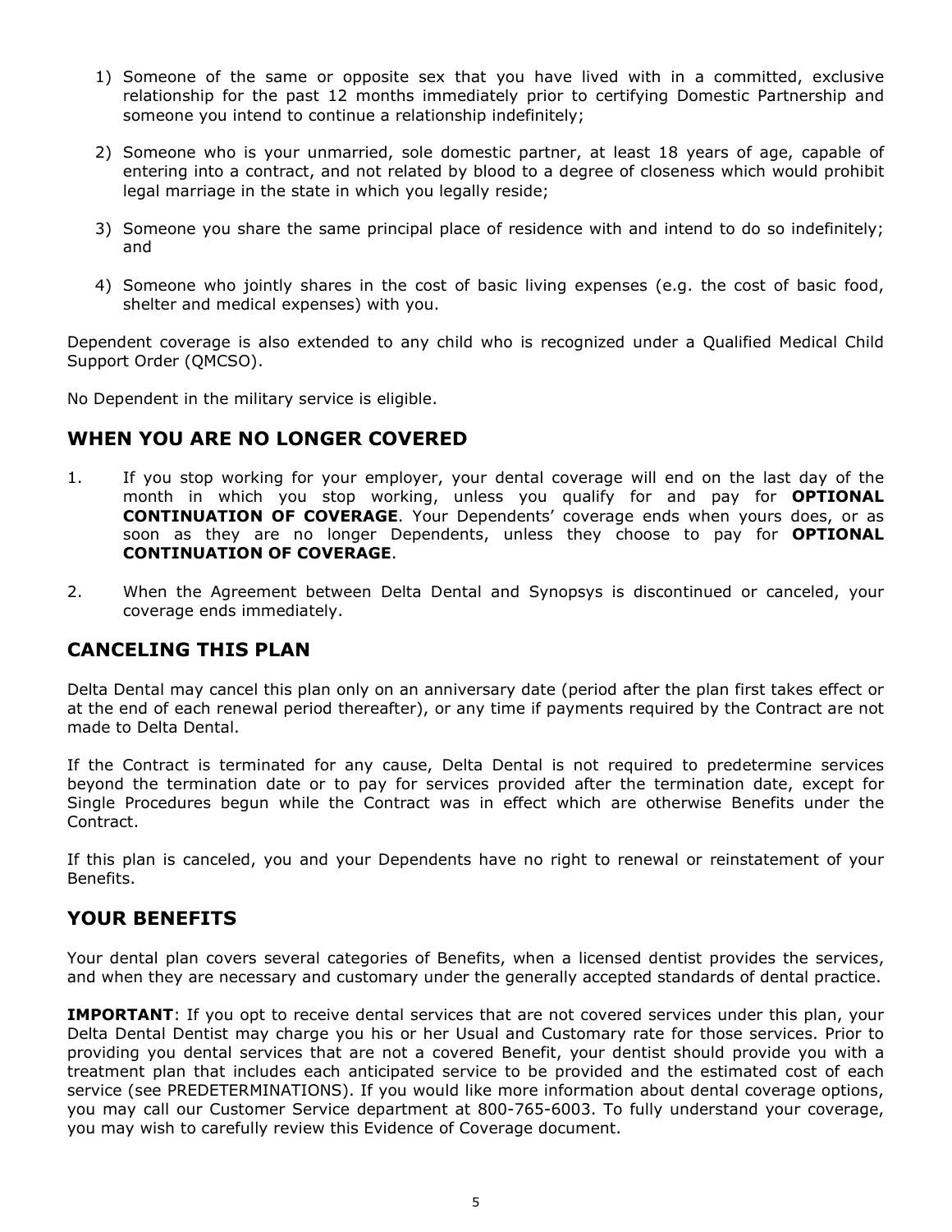1) Someone of the same or opposite sex that you have lived with in a committed, exclusive relationship for the past 12 months immediately prior to certifying Domestic Partnership and someone you intend to continue a relationship indefinitely;

2) Someone who is your unmarried, sole domestic partner, at least 18 years of age, capable of entering into a contract, and not related by blood to a degree of closeness which would prohibit legal marriage in the state in which you legally reside;

3) Someone you share the same principal place of residence with and intend to do so indefinitely; and

4) Someone who jointly shares in the cost of basic living expenses (e.g. the cost of basic food, shelter and medical expenses) with you.

Dependent coverage is also extended to any child who is recognized under a Qualified Medical Child Support Order (QMCSO).

No Dependent in the military service is eligible.

## WHEN YOU ARE NO LONGER COVERED

1. If you stop working for your employer, your dental coverage will end on the last day of the month in which you stop working, unless you qualify for and pay for **OPTIONAL CONTINUATION OF COVERAGE**. Your Dependents' coverage ends when yours does, or as soon as they are no longer Dependents, unless they choose to pay for **OPTIONAL CONTINUATION OF COVERAGE**.

2. When the Agreement between Delta Dental and Synopsys is discontinued or canceled, your coverage ends immediately.

## CANCELING THIS PLAN

Delta Dental may cancel this plan only on an anniversary date (period after the plan first takes effect or at the end of each renewal period thereafter), or any time if payments required by the Contract are not made to Delta Dental.

If the Contract is terminated for any cause, Delta Dental is not required to predetermine services beyond the termination date or to pay for services provided after the termination date, except for Single Procedures begun while the Contract was in effect which are otherwise Benefits under the Contract.

If this plan is canceled, you and your Dependents have no right to renewal or reinstatement of your Benefits.

## YOUR BENEFITS

Your dental plan covers several categories of Benefits, when a licensed dentist provides the services, and when they are necessary and customary under the generally accepted standards of dental practice.

**IMPORTANT**: If you opt to receive dental services that are not covered services under this plan, your Delta Dental Dentist may charge you his or her Usual and Customary rate for those services. Prior to providing you dental services that are not a covered Benefit, your dentist should provide you with a treatment plan that includes each anticipated service to be provided and the estimated cost of each service (see PREDETERMINATIONS). If you would like more information about dental coverage options, you may call our Customer Service department at 800-765-6003. To fully understand your coverage, you may wish to carefully review this Evidence of Coverage document.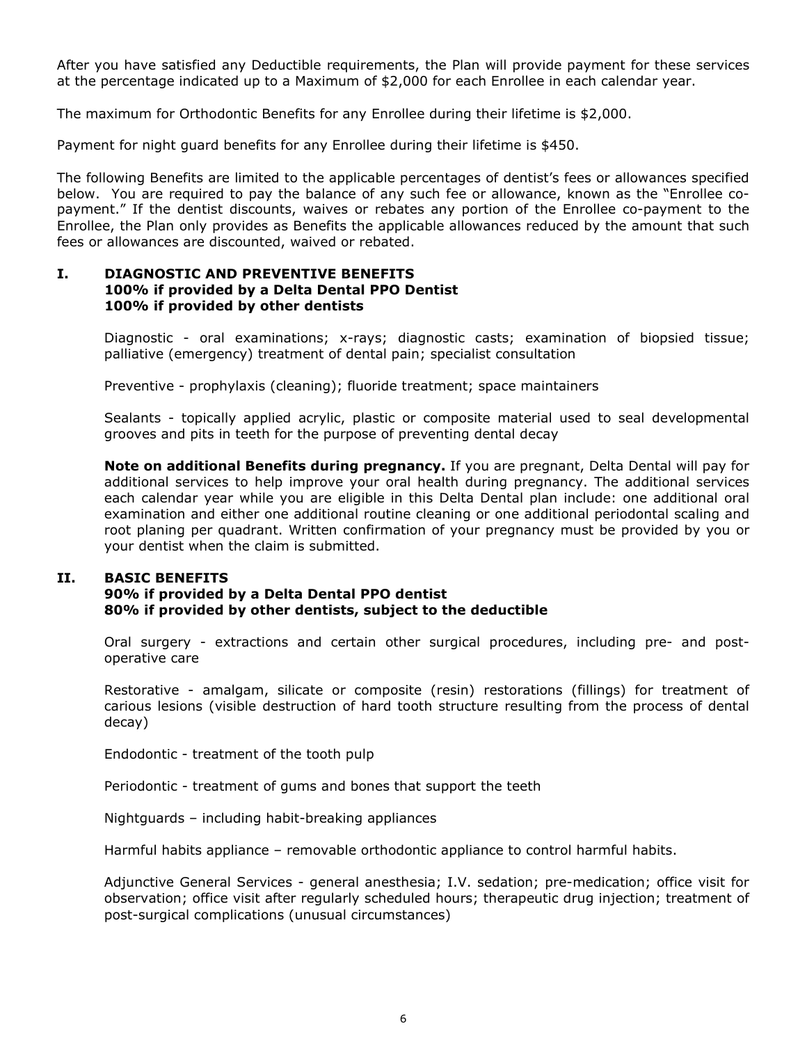After you have satisfied any Deductible requirements, the Plan will provide payment for these services at the percentage indicated up to a Maximum of $2,000 for each Enrollee in each calendar year.

The maximum for Orthodontic Benefits for any Enrollee during their lifetime is $2,000.

Payment for night guard benefits for any Enrollee during their lifetime is $450.

The following Benefits are limited to the applicable percentages of dentist's fees or allowances specified below. You are required to pay the balance of any such fee or allowance, known as the "Enrollee co-payment." If the dentist discounts, waives or rebates any portion of the Enrollee co-payment to the Enrollee, the Plan only provides as Benefits the applicable allowances reduced by the amount that such fees or allowances are discounted, waived or rebated.

## I. DIAGNOSTIC AND PREVENTIVE BENEFITS
**100% if provided by a Delta Dental PPO Dentist**
**100% if provided by other dentists**

Diagnostic - oral examinations; x-rays; diagnostic casts; examination of biopsied tissue; palliative (emergency) treatment of dental pain; specialist consultation

Preventive - prophylaxis (cleaning); fluoride treatment; space maintainers

Sealants - topically applied acrylic, plastic or composite material used to seal developmental grooves and pits in teeth for the purpose of preventing dental decay

**Note on additional Benefits during pregnancy.** If you are pregnant, Delta Dental will pay for additional services to help improve your oral health during pregnancy. The additional services each calendar year while you are eligible in this Delta Dental plan include: one additional oral examination and either one additional routine cleaning or one additional periodontal scaling and root planing per quadrant. Written confirmation of your pregnancy must be provided by you or your dentist when the claim is submitted.

## II. BASIC BENEFITS
**90% if provided by a Delta Dental PPO dentist**
**80% if provided by other dentists, subject to the deductible**

Oral surgery - extractions and certain other surgical procedures, including pre- and post-operative care

Restorative - amalgam, silicate or composite (resin) restorations (fillings) for treatment of carious lesions (visible destruction of hard tooth structure resulting from the process of dental decay)

Endodontic - treatment of the tooth pulp

Periodontic - treatment of gums and bones that support the teeth

Nightguards – including habit-breaking appliances

Harmful habits appliance – removable orthodontic appliance to control harmful habits.

Adjunctive General Services - general anesthesia; I.V. sedation; pre-medication; office visit for observation; office visit after regularly scheduled hours; therapeutic drug injection; treatment of post-surgical complications (unusual circumstances)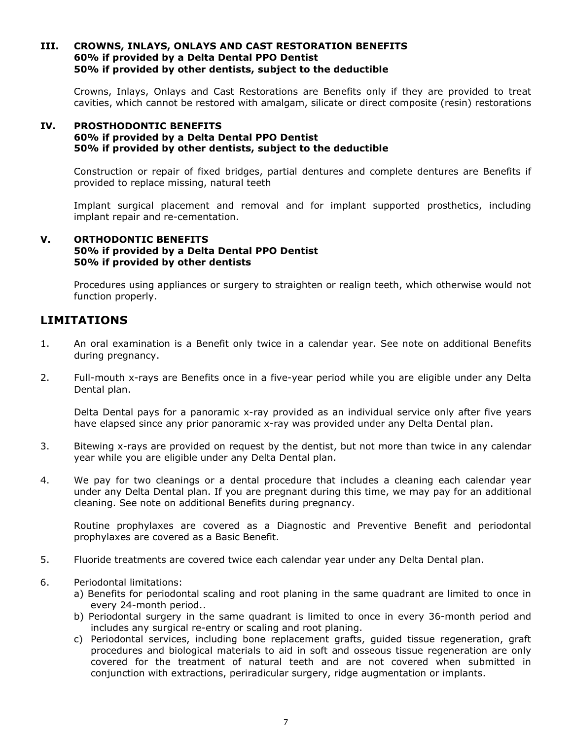### III. CROWNS, INLAYS, ONLAYS AND CAST RESTORATION BENEFITS
**60% if provided by a Delta Dental PPO Dentist**
**50% if provided by other dentists, subject to the deductible**

Crowns, Inlays, Onlays and Cast Restorations are Benefits only if they are provided to treat cavities, which cannot be restored with amalgam, silicate or direct composite (resin) restorations

### IV. PROSTHODONTIC BENEFITS
**60% if provided by a Delta Dental PPO Dentist**
**50% if provided by other dentists, subject to the deductible**

Construction or repair of fixed bridges, partial dentures and complete dentures are Benefits if provided to replace missing, natural teeth

Implant surgical placement and removal and for implant supported prosthetics, including implant repair and re-cementation.

### V. ORTHODONTIC BENEFITS
**50% if provided by a Delta Dental PPO Dentist**
**50% if provided by other dentists**

Procedures using appliances or surgery to straighten or realign teeth, which otherwise would not function properly.

## LIMITATIONS

1. An oral examination is a Benefit only twice in a calendar year. See note on additional Benefits during pregnancy.

2. Full-mouth x-rays are Benefits once in a five-year period while you are eligible under any Delta Dental plan.

   Delta Dental pays for a panoramic x-ray provided as an individual service only after five years have elapsed since any prior panoramic x-ray was provided under any Delta Dental plan.

3. Bitewing x-rays are provided on request by the dentist, but not more than twice in any calendar year while you are eligible under any Delta Dental plan.

4. We pay for two cleanings or a dental procedure that includes a cleaning each calendar year under any Delta Dental plan. If you are pregnant during this time, we may pay for an additional cleaning. See note on additional Benefits during pregnancy.

   Routine prophylaxes are covered as a Diagnostic and Preventive Benefit and periodontal prophylaxes are covered as a Basic Benefit.

5. Fluoride treatments are covered twice each calendar year under any Delta Dental plan.

6. Periodontal limitations:
   a) Benefits for periodontal scaling and root planing in the same quadrant are limited to once in every 24-month period..
   b) Periodontal surgery in the same quadrant is limited to once in every 36-month period and includes any surgical re-entry or scaling and root planing.
   c) Periodontal services, including bone replacement grafts, guided tissue regeneration, graft procedures and biological materials to aid in soft and osseous tissue regeneration are only covered for the treatment of natural teeth and are not covered when submitted in conjunction with extractions, periradicular surgery, ridge augmentation or implants.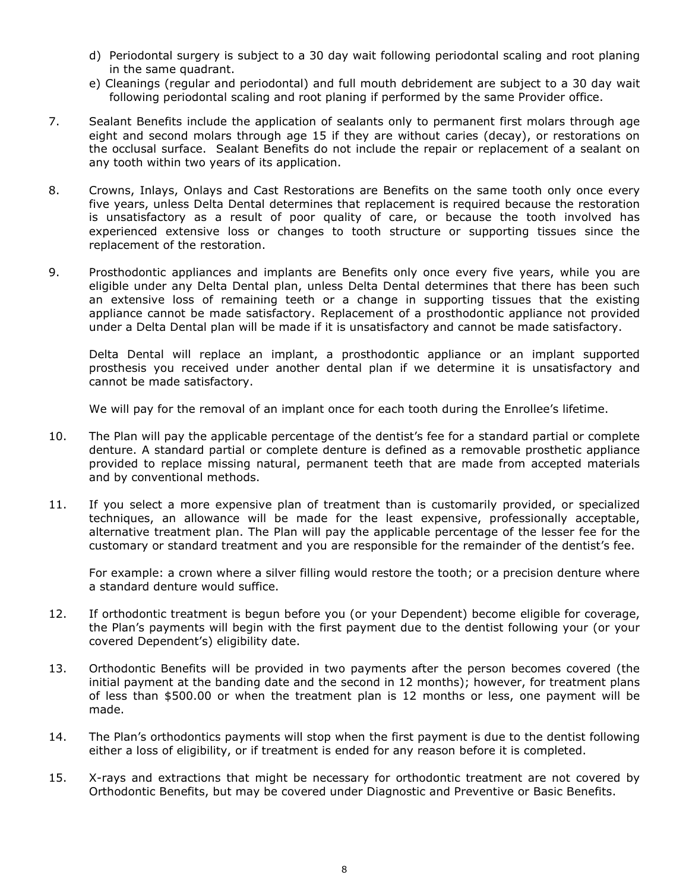d) Periodontal surgery is subject to a 30 day wait following periodontal scaling and root planing in the same quadrant.

e) Cleanings (regular and periodontal) and full mouth debridement are subject to a 30 day wait following periodontal scaling and root planing if performed by the same Provider office.

7. Sealant Benefits include the application of sealants only to permanent first molars through age eight and second molars through age 15 if they are without caries (decay), or restorations on the occlusal surface. Sealant Benefits do not include the repair or replacement of a sealant on any tooth within two years of its application.

8. Crowns, Inlays, Onlays and Cast Restorations are Benefits on the same tooth only once every five years, unless Delta Dental determines that replacement is required because the restoration is unsatisfactory as a result of poor quality of care, or because the tooth involved has experienced extensive loss or changes to tooth structure or supporting tissues since the replacement of the restoration.

9. Prosthodontic appliances and implants are Benefits only once every five years, while you are eligible under any Delta Dental plan, unless Delta Dental determines that there has been such an extensive loss of remaining teeth or a change in supporting tissues that the existing appliance cannot be made satisfactory. Replacement of a prosthodontic appliance not provided under a Delta Dental plan will be made if it is unsatisfactory and cannot be made satisfactory.

   Delta Dental will replace an implant, a prosthodontic appliance or an implant supported prosthesis you received under another dental plan if we determine it is unsatisfactory and cannot be made satisfactory.

   We will pay for the removal of an implant once for each tooth during the Enrollee's lifetime.

10. The Plan will pay the applicable percentage of the dentist's fee for a standard partial or complete denture. A standard partial or complete denture is defined as a removable prosthetic appliance provided to replace missing natural, permanent teeth that are made from accepted materials and by conventional methods.

11. If you select a more expensive plan of treatment than is customarily provided, or specialized techniques, an allowance will be made for the least expensive, professionally acceptable, alternative treatment plan. The Plan will pay the applicable percentage of the lesser fee for the customary or standard treatment and you are responsible for the remainder of the dentist's fee.

    For example: a crown where a silver filling would restore the tooth; or a precision denture where a standard denture would suffice.

12. If orthodontic treatment is begun before you (or your Dependent) become eligible for coverage, the Plan's payments will begin with the first payment due to the dentist following your (or your covered Dependent's) eligibility date.

13. Orthodontic Benefits will be provided in two payments after the person becomes covered (the initial payment at the banding date and the second in 12 months); however, for treatment plans of less than $500.00 or when the treatment plan is 12 months or less, one payment will be made.

14. The Plan's orthodontics payments will stop when the first payment is due to the dentist following either a loss of eligibility, or if treatment is ended for any reason before it is completed.

15. X-rays and extractions that might be necessary for orthodontic treatment are not covered by Orthodontic Benefits, but may be covered under Diagnostic and Preventive or Basic Benefits.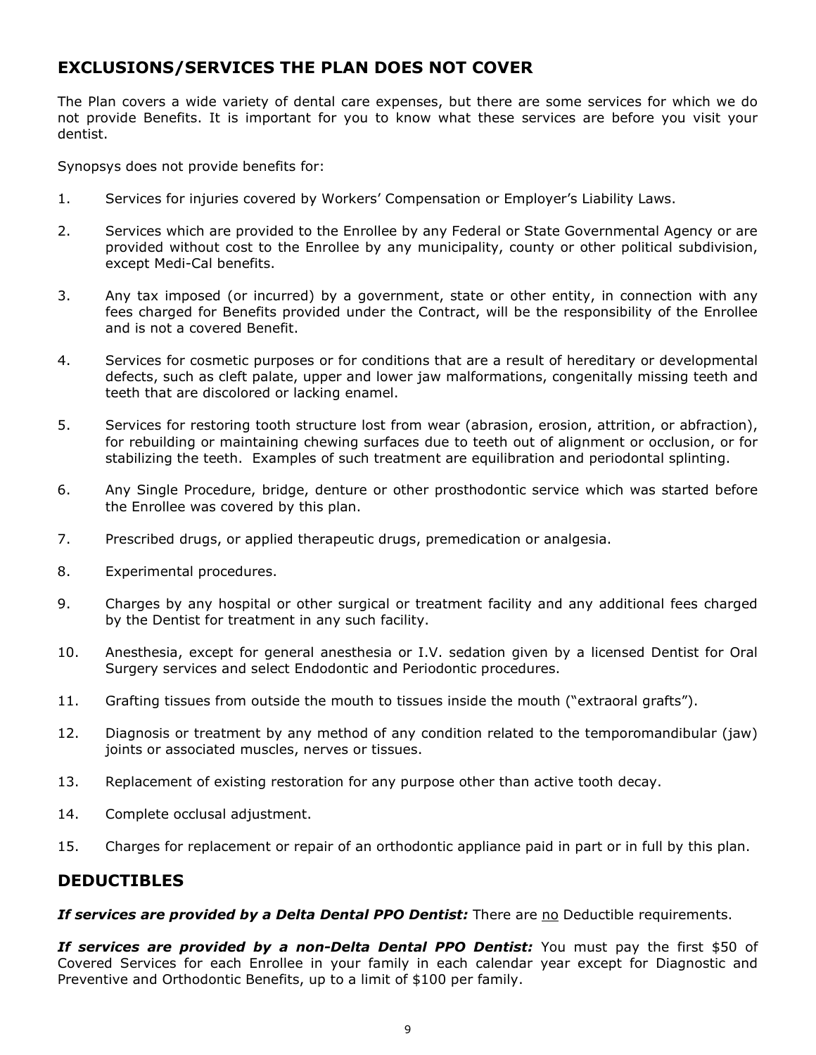## EXCLUSIONS/SERVICES THE PLAN DOES NOT COVER

The Plan covers a wide variety of dental care expenses, but there are some services for which we do not provide Benefits. It is important for you to know what these services are before you visit your dentist.

Synopsys does not provide benefits for:

1. Services for injuries covered by Workers' Compensation or Employer's Liability Laws.
2. Services which are provided to the Enrollee by any Federal or State Governmental Agency or are provided without cost to the Enrollee by any municipality, county or other political subdivision, except Medi-Cal benefits.
3. Any tax imposed (or incurred) by a government, state or other entity, in connection with any fees charged for Benefits provided under the Contract, will be the responsibility of the Enrollee and is not a covered Benefit.
4. Services for cosmetic purposes or for conditions that are a result of hereditary or developmental defects, such as cleft palate, upper and lower jaw malformations, congenitally missing teeth and teeth that are discolored or lacking enamel.
5. Services for restoring tooth structure lost from wear (abrasion, erosion, attrition, or abfraction), for rebuilding or maintaining chewing surfaces due to teeth out of alignment or occlusion, or for stabilizing the teeth. Examples of such treatment are equilibration and periodontal splinting.
6. Any Single Procedure, bridge, denture or other prosthodontic service which was started before the Enrollee was covered by this plan.
7. Prescribed drugs, or applied therapeutic drugs, premedication or analgesia.
8. Experimental procedures.
9. Charges by any hospital or other surgical or treatment facility and any additional fees charged by the Dentist for treatment in any such facility.
10. Anesthesia, except for general anesthesia or I.V. sedation given by a licensed Dentist for Oral Surgery services and select Endodontic and Periodontic procedures.
11. Grafting tissues from outside the mouth to tissues inside the mouth ("extraoral grafts").
12. Diagnosis or treatment by any method of any condition related to the temporomandibular (jaw) joints or associated muscles, nerves or tissues.
13. Replacement of existing restoration for any purpose other than active tooth decay.
14. Complete occlusal adjustment.
15. Charges for replacement or repair of an orthodontic appliance paid in part or in full by this plan.

## DEDUCTIBLES

***If services are provided by a Delta Dental PPO Dentist:*** There are no Deductible requirements.

***If services are provided by a non-Delta Dental PPO Dentist:*** You must pay the first $50 of Covered Services for each Enrollee in your family in each calendar year except for Diagnostic and Preventive and Orthodontic Benefits, up to a limit of $100 per family.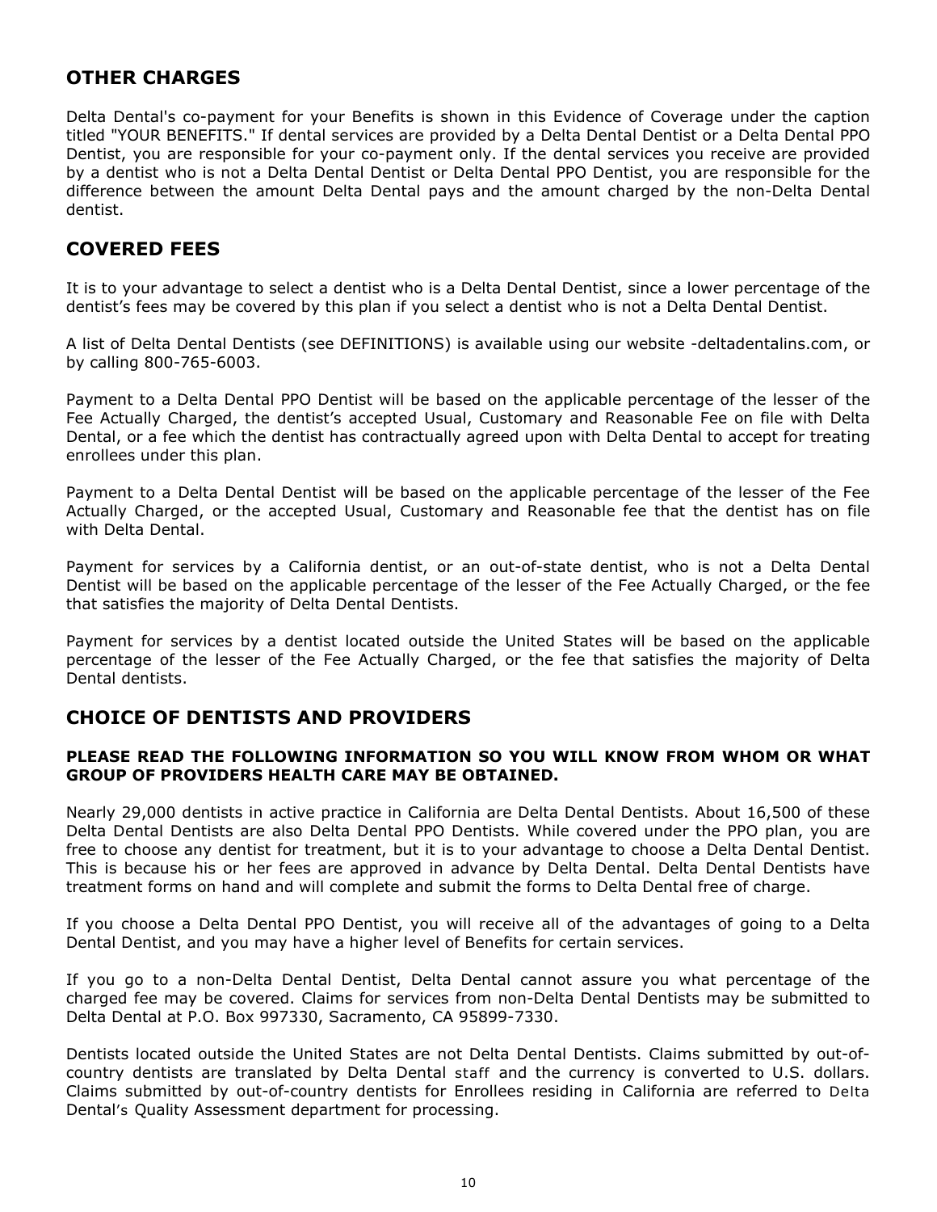## OTHER CHARGES

Delta Dental's co-payment for your Benefits is shown in this Evidence of Coverage under the caption titled "YOUR BENEFITS." If dental services are provided by a Delta Dental Dentist or a Delta Dental PPO Dentist, you are responsible for your co-payment only. If the dental services you receive are provided by a dentist who is not a Delta Dental Dentist or Delta Dental PPO Dentist, you are responsible for the difference between the amount Delta Dental pays and the amount charged by the non-Delta Dental dentist.

## COVERED FEES

It is to your advantage to select a dentist who is a Delta Dental Dentist, since a lower percentage of the dentist's fees may be covered by this plan if you select a dentist who is not a Delta Dental Dentist.

A list of Delta Dental Dentists (see DEFINITIONS) is available using our website -deltadentalins.com, or by calling 800-765-6003.

Payment to a Delta Dental PPO Dentist will be based on the applicable percentage of the lesser of the Fee Actually Charged, the dentist's accepted Usual, Customary and Reasonable Fee on file with Delta Dental, or a fee which the dentist has contractually agreed upon with Delta Dental to accept for treating enrollees under this plan.

Payment to a Delta Dental Dentist will be based on the applicable percentage of the lesser of the Fee Actually Charged, or the accepted Usual, Customary and Reasonable fee that the dentist has on file with Delta Dental.

Payment for services by a California dentist, or an out-of-state dentist, who is not a Delta Dental Dentist will be based on the applicable percentage of the lesser of the Fee Actually Charged, or the fee that satisfies the majority of Delta Dental Dentists.

Payment for services by a dentist located outside the United States will be based on the applicable percentage of the lesser of the Fee Actually Charged, or the fee that satisfies the majority of Delta Dental dentists.

## CHOICE OF DENTISTS AND PROVIDERS

**PLEASE READ THE FOLLOWING INFORMATION SO YOU WILL KNOW FROM WHOM OR WHAT GROUP OF PROVIDERS HEALTH CARE MAY BE OBTAINED.**

Nearly 29,000 dentists in active practice in California are Delta Dental Dentists. About 16,500 of these Delta Dental Dentists are also Delta Dental PPO Dentists. While covered under the PPO plan, you are free to choose any dentist for treatment, but it is to your advantage to choose a Delta Dental Dentist. This is because his or her fees are approved in advance by Delta Dental. Delta Dental Dentists have treatment forms on hand and will complete and submit the forms to Delta Dental free of charge.

If you choose a Delta Dental PPO Dentist, you will receive all of the advantages of going to a Delta Dental Dentist, and you may have a higher level of Benefits for certain services.

If you go to a non-Delta Dental Dentist, Delta Dental cannot assure you what percentage of the charged fee may be covered. Claims for services from non-Delta Dental Dentists may be submitted to Delta Dental at P.O. Box 997330, Sacramento, CA 95899-7330.

Dentists located outside the United States are not Delta Dental Dentists. Claims submitted by out-of-country dentists are translated by Delta Dental staff and the currency is converted to U.S. dollars. Claims submitted by out-of-country dentists for Enrollees residing in California are referred to Delta Dental's Quality Assessment department for processing.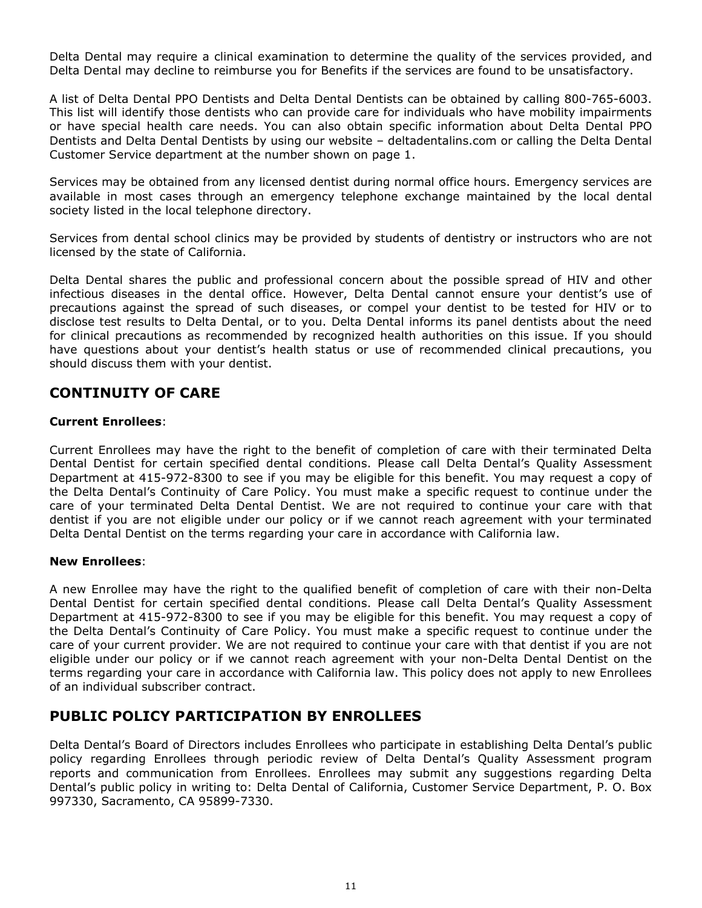Delta Dental may require a clinical examination to determine the quality of the services provided, and Delta Dental may decline to reimburse you for Benefits if the services are found to be unsatisfactory.

A list of Delta Dental PPO Dentists and Delta Dental Dentists can be obtained by calling 800-765-6003. This list will identify those dentists who can provide care for individuals who have mobility impairments or have special health care needs. You can also obtain specific information about Delta Dental PPO Dentists and Delta Dental Dentists by using our website – deltadentalins.com or calling the Delta Dental Customer Service department at the number shown on page 1.

Services may be obtained from any licensed dentist during normal office hours. Emergency services are available in most cases through an emergency telephone exchange maintained by the local dental society listed in the local telephone directory.

Services from dental school clinics may be provided by students of dentistry or instructors who are not licensed by the state of California.

Delta Dental shares the public and professional concern about the possible spread of HIV and other infectious diseases in the dental office. However, Delta Dental cannot ensure your dentist's use of precautions against the spread of such diseases, or compel your dentist to be tested for HIV or to disclose test results to Delta Dental, or to you. Delta Dental informs its panel dentists about the need for clinical precautions as recommended by recognized health authorities on this issue. If you should have questions about your dentist's health status or use of recommended clinical precautions, you should discuss them with your dentist.

## CONTINUITY OF CARE

**Current Enrollees**:

Current Enrollees may have the right to the benefit of completion of care with their terminated Delta Dental Dentist for certain specified dental conditions. Please call Delta Dental's Quality Assessment Department at 415-972-8300 to see if you may be eligible for this benefit. You may request a copy of the Delta Dental's Continuity of Care Policy. You must make a specific request to continue under the care of your terminated Delta Dental Dentist. We are not required to continue your care with that dentist if you are not eligible under our policy or if we cannot reach agreement with your terminated Delta Dental Dentist on the terms regarding your care in accordance with California law.

**New Enrollees**:

A new Enrollee may have the right to the qualified benefit of completion of care with their non-Delta Dental Dentist for certain specified dental conditions. Please call Delta Dental's Quality Assessment Department at 415-972-8300 to see if you may be eligible for this benefit. You may request a copy of the Delta Dental's Continuity of Care Policy. You must make a specific request to continue under the care of your current provider. We are not required to continue your care with that dentist if you are not eligible under our policy or if we cannot reach agreement with your non-Delta Dental Dentist on the terms regarding your care in accordance with California law. This policy does not apply to new Enrollees of an individual subscriber contract.

## PUBLIC POLICY PARTICIPATION BY ENROLLEES

Delta Dental's Board of Directors includes Enrollees who participate in establishing Delta Dental's public policy regarding Enrollees through periodic review of Delta Dental's Quality Assessment program reports and communication from Enrollees. Enrollees may submit any suggestions regarding Delta Dental's public policy in writing to: Delta Dental of California, Customer Service Department, P. O. Box 997330, Sacramento, CA 95899-7330.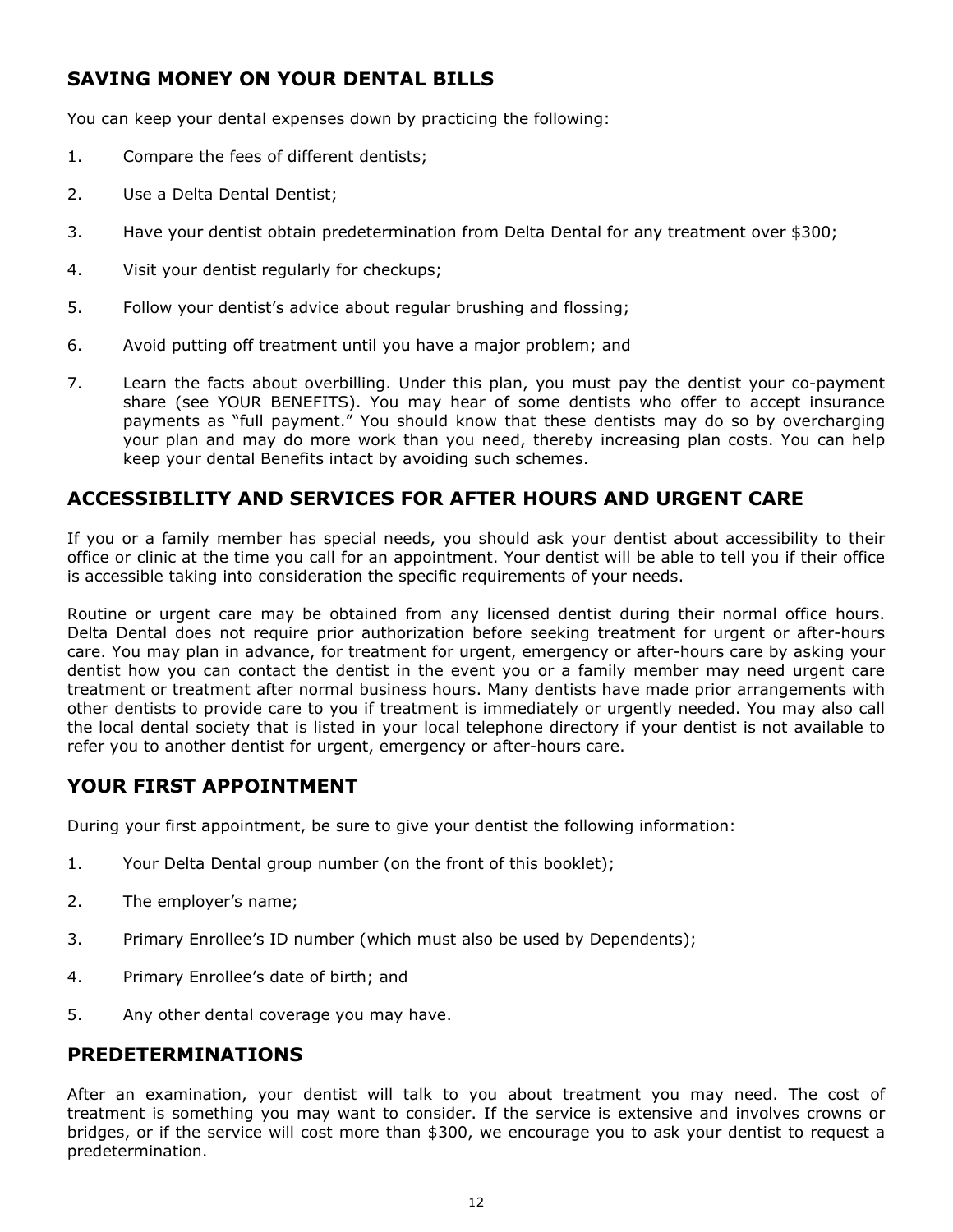## SAVING MONEY ON YOUR DENTAL BILLS

You can keep your dental expenses down by practicing the following:

1. Compare the fees of different dentists;
2. Use a Delta Dental Dentist;
3. Have your dentist obtain predetermination from Delta Dental for any treatment over $300;
4. Visit your dentist regularly for checkups;
5. Follow your dentist's advice about regular brushing and flossing;
6. Avoid putting off treatment until you have a major problem; and
7. Learn the facts about overbilling. Under this plan, you must pay the dentist your co-payment share (see YOUR BENEFITS). You may hear of some dentists who offer to accept insurance payments as "full payment." You should know that these dentists may do so by overcharging your plan and may do more work than you need, thereby increasing plan costs. You can help keep your dental Benefits intact by avoiding such schemes.

## ACCESSIBILITY AND SERVICES FOR AFTER HOURS AND URGENT CARE

If you or a family member has special needs, you should ask your dentist about accessibility to their office or clinic at the time you call for an appointment. Your dentist will be able to tell you if their office is accessible taking into consideration the specific requirements of your needs.

Routine or urgent care may be obtained from any licensed dentist during their normal office hours. Delta Dental does not require prior authorization before seeking treatment for urgent or after-hours care. You may plan in advance, for treatment for urgent, emergency or after-hours care by asking your dentist how you can contact the dentist in the event you or a family member may need urgent care treatment or treatment after normal business hours. Many dentists have made prior arrangements with other dentists to provide care to you if treatment is immediately or urgently needed. You may also call the local dental society that is listed in your local telephone directory if your dentist is not available to refer you to another dentist for urgent, emergency or after-hours care.

## YOUR FIRST APPOINTMENT

During your first appointment, be sure to give your dentist the following information:

1. Your Delta Dental group number (on the front of this booklet);
2. The employer's name;
3. Primary Enrollee's ID number (which must also be used by Dependents);
4. Primary Enrollee's date of birth; and
5. Any other dental coverage you may have.

## PREDETERMINATIONS

After an examination, your dentist will talk to you about treatment you may need. The cost of treatment is something you may want to consider. If the service is extensive and involves crowns or bridges, or if the service will cost more than $300, we encourage you to ask your dentist to request a predetermination.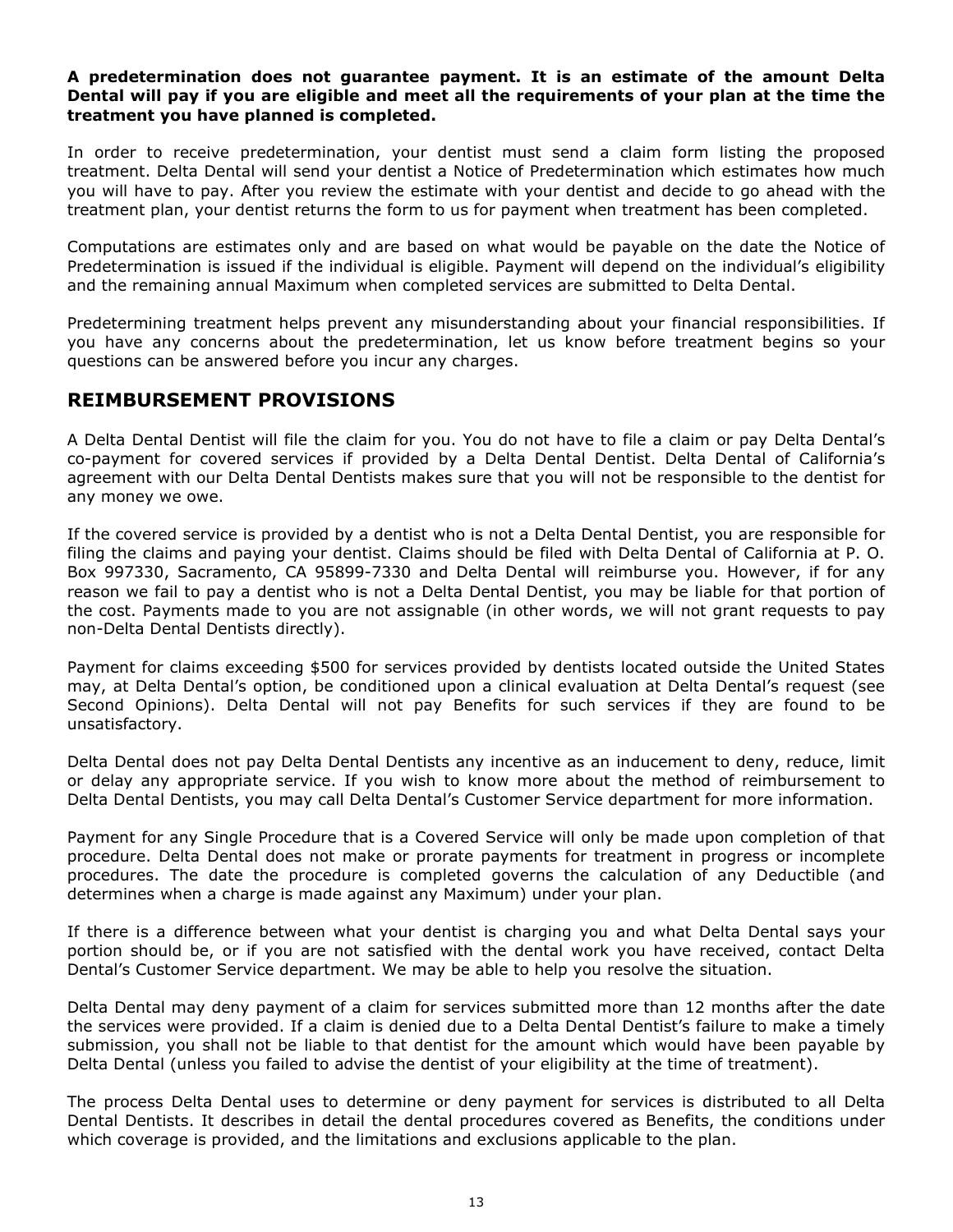**A predetermination does not guarantee payment. It is an estimate of the amount Delta Dental will pay if you are eligible and meet all the requirements of your plan at the time the treatment you have planned is completed.**

In order to receive predetermination, your dentist must send a claim form listing the proposed treatment. Delta Dental will send your dentist a Notice of Predetermination which estimates how much you will have to pay. After you review the estimate with your dentist and decide to go ahead with the treatment plan, your dentist returns the form to us for payment when treatment has been completed.

Computations are estimates only and are based on what would be payable on the date the Notice of Predetermination is issued if the individual is eligible. Payment will depend on the individual's eligibility and the remaining annual Maximum when completed services are submitted to Delta Dental.

Predetermining treatment helps prevent any misunderstanding about your financial responsibilities. If you have any concerns about the predetermination, let us know before treatment begins so your questions can be answered before you incur any charges.

## REIMBURSEMENT PROVISIONS

A Delta Dental Dentist will file the claim for you. You do not have to file a claim or pay Delta Dental's co-payment for covered services if provided by a Delta Dental Dentist. Delta Dental of California's agreement with our Delta Dental Dentists makes sure that you will not be responsible to the dentist for any money we owe.

If the covered service is provided by a dentist who is not a Delta Dental Dentist, you are responsible for filing the claims and paying your dentist. Claims should be filed with Delta Dental of California at P. O. Box 997330, Sacramento, CA 95899-7330 and Delta Dental will reimburse you. However, if for any reason we fail to pay a dentist who is not a Delta Dental Dentist, you may be liable for that portion of the cost. Payments made to you are not assignable (in other words, we will not grant requests to pay non-Delta Dental Dentists directly).

Payment for claims exceeding $500 for services provided by dentists located outside the United States may, at Delta Dental's option, be conditioned upon a clinical evaluation at Delta Dental's request (see Second Opinions). Delta Dental will not pay Benefits for such services if they are found to be unsatisfactory.

Delta Dental does not pay Delta Dental Dentists any incentive as an inducement to deny, reduce, limit or delay any appropriate service. If you wish to know more about the method of reimbursement to Delta Dental Dentists, you may call Delta Dental's Customer Service department for more information.

Payment for any Single Procedure that is a Covered Service will only be made upon completion of that procedure. Delta Dental does not make or prorate payments for treatment in progress or incomplete procedures. The date the procedure is completed governs the calculation of any Deductible (and determines when a charge is made against any Maximum) under your plan.

If there is a difference between what your dentist is charging you and what Delta Dental says your portion should be, or if you are not satisfied with the dental work you have received, contact Delta Dental's Customer Service department. We may be able to help you resolve the situation.

Delta Dental may deny payment of a claim for services submitted more than 12 months after the date the services were provided. If a claim is denied due to a Delta Dental Dentist's failure to make a timely submission, you shall not be liable to that dentist for the amount which would have been payable by Delta Dental (unless you failed to advise the dentist of your eligibility at the time of treatment).

The process Delta Dental uses to determine or deny payment for services is distributed to all Delta Dental Dentists. It describes in detail the dental procedures covered as Benefits, the conditions under which coverage is provided, and the limitations and exclusions applicable to the plan.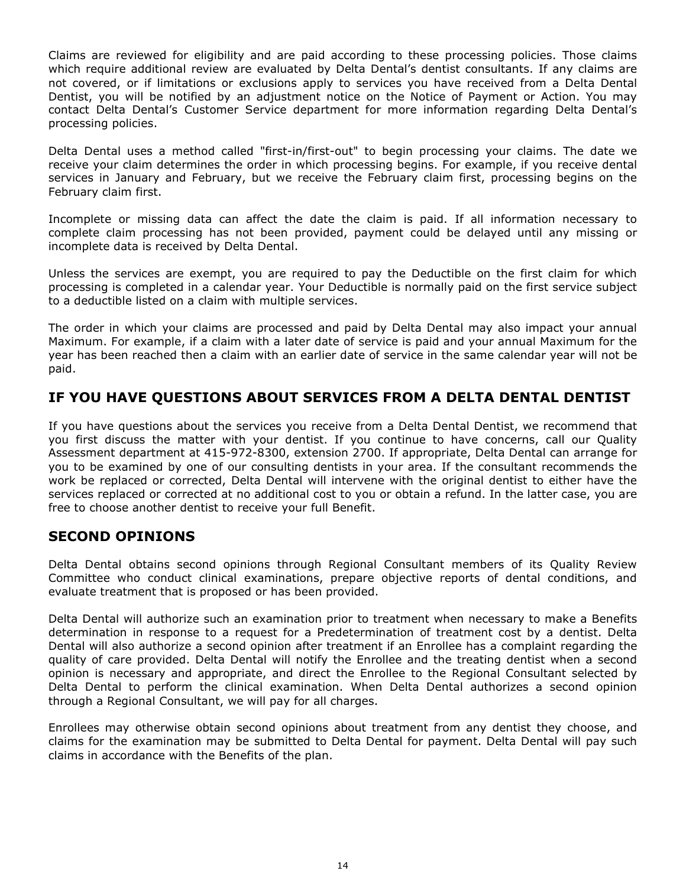Claims are reviewed for eligibility and are paid according to these processing policies. Those claims which require additional review are evaluated by Delta Dental's dentist consultants. If any claims are not covered, or if limitations or exclusions apply to services you have received from a Delta Dental Dentist, you will be notified by an adjustment notice on the Notice of Payment or Action. You may contact Delta Dental's Customer Service department for more information regarding Delta Dental's processing policies.

Delta Dental uses a method called "first-in/first-out" to begin processing your claims. The date we receive your claim determines the order in which processing begins. For example, if you receive dental services in January and February, but we receive the February claim first, processing begins on the February claim first.

Incomplete or missing data can affect the date the claim is paid. If all information necessary to complete claim processing has not been provided, payment could be delayed until any missing or incomplete data is received by Delta Dental.

Unless the services are exempt, you are required to pay the Deductible on the first claim for which processing is completed in a calendar year. Your Deductible is normally paid on the first service subject to a deductible listed on a claim with multiple services.

The order in which your claims are processed and paid by Delta Dental may also impact your annual Maximum. For example, if a claim with a later date of service is paid and your annual Maximum for the year has been reached then a claim with an earlier date of service in the same calendar year will not be paid.

## IF YOU HAVE QUESTIONS ABOUT SERVICES FROM A DELTA DENTAL DENTIST

If you have questions about the services you receive from a Delta Dental Dentist, we recommend that you first discuss the matter with your dentist. If you continue to have concerns, call our Quality Assessment department at 415-972-8300, extension 2700. If appropriate, Delta Dental can arrange for you to be examined by one of our consulting dentists in your area. If the consultant recommends the work be replaced or corrected, Delta Dental will intervene with the original dentist to either have the services replaced or corrected at no additional cost to you or obtain a refund. In the latter case, you are free to choose another dentist to receive your full Benefit.

## SECOND OPINIONS

Delta Dental obtains second opinions through Regional Consultant members of its Quality Review Committee who conduct clinical examinations, prepare objective reports of dental conditions, and evaluate treatment that is proposed or has been provided.

Delta Dental will authorize such an examination prior to treatment when necessary to make a Benefits determination in response to a request for a Predetermination of treatment cost by a dentist. Delta Dental will also authorize a second opinion after treatment if an Enrollee has a complaint regarding the quality of care provided. Delta Dental will notify the Enrollee and the treating dentist when a second opinion is necessary and appropriate, and direct the Enrollee to the Regional Consultant selected by Delta Dental to perform the clinical examination. When Delta Dental authorizes a second opinion through a Regional Consultant, we will pay for all charges.

Enrollees may otherwise obtain second opinions about treatment from any dentist they choose, and claims for the examination may be submitted to Delta Dental for payment. Delta Dental will pay such claims in accordance with the Benefits of the plan.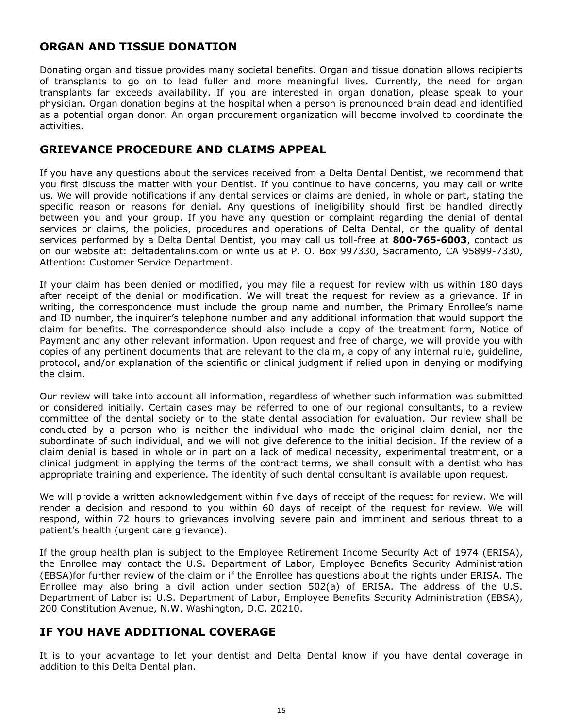## ORGAN AND TISSUE DONATION

Donating organ and tissue provides many societal benefits. Organ and tissue donation allows recipients of transplants to go on to lead fuller and more meaningful lives. Currently, the need for organ transplants far exceeds availability. If you are interested in organ donation, please speak to your physician. Organ donation begins at the hospital when a person is pronounced brain dead and identified as a potential organ donor. An organ procurement organization will become involved to coordinate the activities.

## GRIEVANCE PROCEDURE AND CLAIMS APPEAL

If you have any questions about the services received from a Delta Dental Dentist, we recommend that you first discuss the matter with your Dentist. If you continue to have concerns, you may call or write us. We will provide notifications if any dental services or claims are denied, in whole or part, stating the specific reason or reasons for denial. Any questions of ineligibility should first be handled directly between you and your group. If you have any question or complaint regarding the denial of dental services or claims, the policies, procedures and operations of Delta Dental, or the quality of dental services performed by a Delta Dental Dentist, you may call us toll-free at **800-765-6003**, contact us on our website at: deltadentalins.com or write us at P. O. Box 997330, Sacramento, CA 95899-7330, Attention: Customer Service Department.

If your claim has been denied or modified, you may file a request for review with us within 180 days after receipt of the denial or modification. We will treat the request for review as a grievance. If in writing, the correspondence must include the group name and number, the Primary Enrollee's name and ID number, the inquirer's telephone number and any additional information that would support the claim for benefits. The correspondence should also include a copy of the treatment form, Notice of Payment and any other relevant information. Upon request and free of charge, we will provide you with copies of any pertinent documents that are relevant to the claim, a copy of any internal rule, guideline, protocol, and/or explanation of the scientific or clinical judgment if relied upon in denying or modifying the claim.

Our review will take into account all information, regardless of whether such information was submitted or considered initially. Certain cases may be referred to one of our regional consultants, to a review committee of the dental society or to the state dental association for evaluation. Our review shall be conducted by a person who is neither the individual who made the original claim denial, nor the subordinate of such individual, and we will not give deference to the initial decision. If the review of a claim denial is based in whole or in part on a lack of medical necessity, experimental treatment, or a clinical judgment in applying the terms of the contract terms, we shall consult with a dentist who has appropriate training and experience. The identity of such dental consultant is available upon request.

We will provide a written acknowledgement within five days of receipt of the request for review. We will render a decision and respond to you within 60 days of receipt of the request for review. We will respond, within 72 hours to grievances involving severe pain and imminent and serious threat to a patient's health (urgent care grievance).

If the group health plan is subject to the Employee Retirement Income Security Act of 1974 (ERISA), the Enrollee may contact the U.S. Department of Labor, Employee Benefits Security Administration (EBSA)for further review of the claim or if the Enrollee has questions about the rights under ERISA. The Enrollee may also bring a civil action under section 502(a) of ERISA. The address of the U.S. Department of Labor is: U.S. Department of Labor, Employee Benefits Security Administration (EBSA), 200 Constitution Avenue, N.W. Washington, D.C. 20210.

## IF YOU HAVE ADDITIONAL COVERAGE

It is to your advantage to let your dentist and Delta Dental know if you have dental coverage in addition to this Delta Dental plan.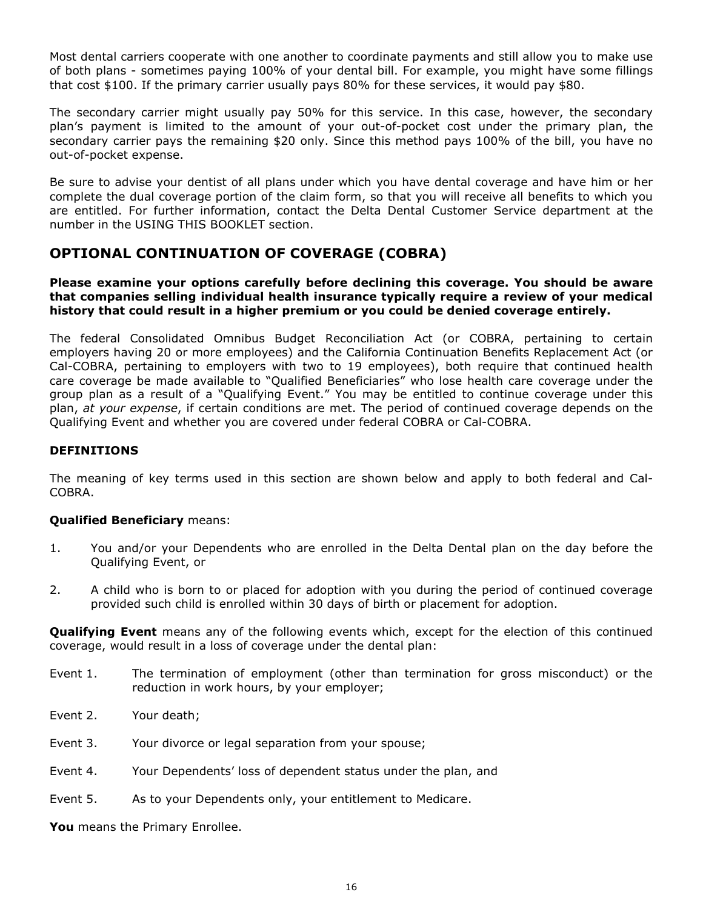Most dental carriers cooperate with one another to coordinate payments and still allow you to make use of both plans - sometimes paying 100% of your dental bill. For example, you might have some fillings that cost $100. If the primary carrier usually pays 80% for these services, it would pay $80.

The secondary carrier might usually pay 50% for this service. In this case, however, the secondary plan's payment is limited to the amount of your out-of-pocket cost under the primary plan, the secondary carrier pays the remaining $20 only. Since this method pays 100% of the bill, you have no out-of-pocket expense.

Be sure to advise your dentist of all plans under which you have dental coverage and have him or her complete the dual coverage portion of the claim form, so that you will receive all benefits to which you are entitled. For further information, contact the Delta Dental Customer Service department at the number in the USING THIS BOOKLET section.

## OPTIONAL CONTINUATION OF COVERAGE (COBRA)

**Please examine your options carefully before declining this coverage. You should be aware that companies selling individual health insurance typically require a review of your medical history that could result in a higher premium or you could be denied coverage entirely.**

The federal Consolidated Omnibus Budget Reconciliation Act (or COBRA, pertaining to certain employers having 20 or more employees) and the California Continuation Benefits Replacement Act (or Cal-COBRA, pertaining to employers with two to 19 employees), both require that continued health care coverage be made available to "Qualified Beneficiaries" who lose health care coverage under the group plan as a result of a "Qualifying Event." You may be entitled to continue coverage under this plan, *at your expense*, if certain conditions are met. The period of continued coverage depends on the Qualifying Event and whether you are covered under federal COBRA or Cal-COBRA.

### DEFINITIONS

The meaning of key terms used in this section are shown below and apply to both federal and Cal-COBRA.

**Qualified Beneficiary** means:

1. You and/or your Dependents who are enrolled in the Delta Dental plan on the day before the Qualifying Event, or
2. A child who is born to or placed for adoption with you during the period of continued coverage provided such child is enrolled within 30 days of birth or placement for adoption.

**Qualifying Event** means any of the following events which, except for the election of this continued coverage, would result in a loss of coverage under the dental plan:

Event 1. The termination of employment (other than termination for gross misconduct) or the reduction in work hours, by your employer;

Event 2. Your death;

Event 3. Your divorce or legal separation from your spouse;

Event 4. Your Dependents' loss of dependent status under the plan, and

Event 5. As to your Dependents only, your entitlement to Medicare.

**You** means the Primary Enrollee.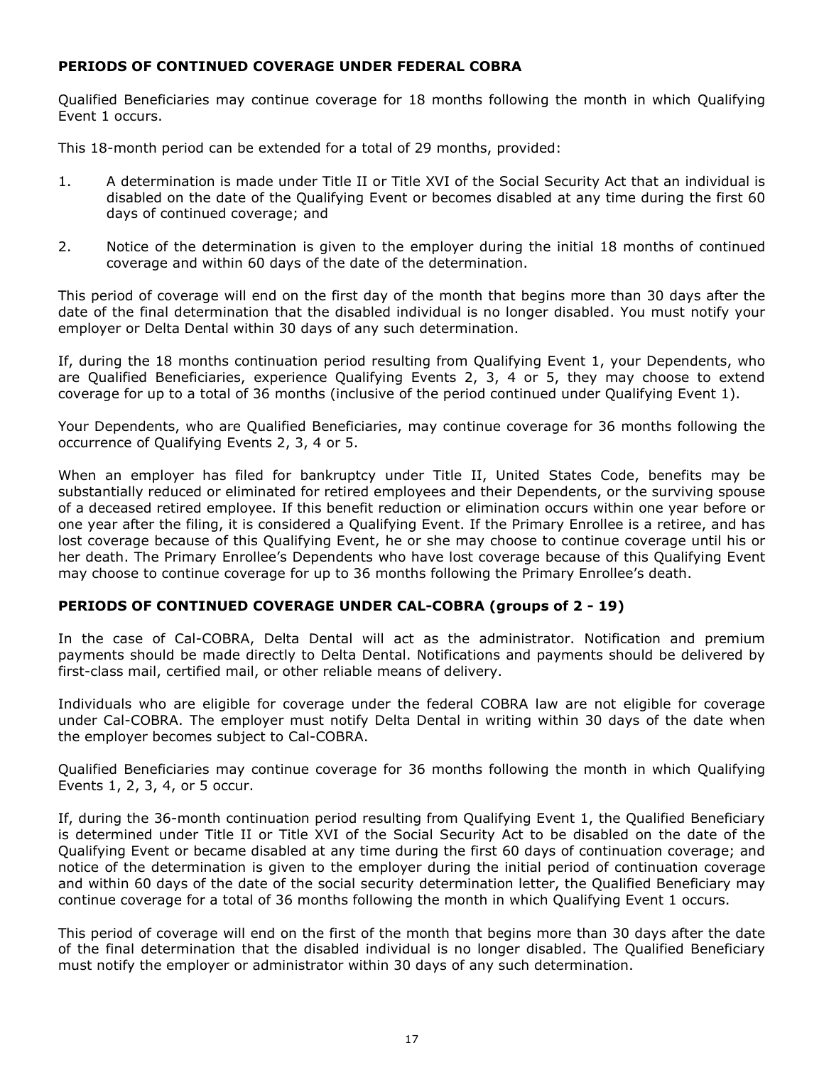**PERIODS OF CONTINUED COVERAGE UNDER FEDERAL COBRA**

Qualified Beneficiaries may continue coverage for 18 months following the month in which Qualifying Event 1 occurs.

This 18-month period can be extended for a total of 29 months, provided:

1. A determination is made under Title II or Title XVI of the Social Security Act that an individual is disabled on the date of the Qualifying Event or becomes disabled at any time during the first 60 days of continued coverage; and

2. Notice of the determination is given to the employer during the initial 18 months of continued coverage and within 60 days of the date of the determination.

This period of coverage will end on the first day of the month that begins more than 30 days after the date of the final determination that the disabled individual is no longer disabled. You must notify your employer or Delta Dental within 30 days of any such determination.

If, during the 18 months continuation period resulting from Qualifying Event 1, your Dependents, who are Qualified Beneficiaries, experience Qualifying Events 2, 3, 4 or 5, they may choose to extend coverage for up to a total of 36 months (inclusive of the period continued under Qualifying Event 1).

Your Dependents, who are Qualified Beneficiaries, may continue coverage for 36 months following the occurrence of Qualifying Events 2, 3, 4 or 5.

When an employer has filed for bankruptcy under Title II, United States Code, benefits may be substantially reduced or eliminated for retired employees and their Dependents, or the surviving spouse of a deceased retired employee. If this benefit reduction or elimination occurs within one year before or one year after the filing, it is considered a Qualifying Event. If the Primary Enrollee is a retiree, and has lost coverage because of this Qualifying Event, he or she may choose to continue coverage until his or her death. The Primary Enrollee's Dependents who have lost coverage because of this Qualifying Event may choose to continue coverage for up to 36 months following the Primary Enrollee's death.

**PERIODS OF CONTINUED COVERAGE UNDER CAL-COBRA (groups of 2 - 19)**

In the case of Cal-COBRA, Delta Dental will act as the administrator. Notification and premium payments should be made directly to Delta Dental. Notifications and payments should be delivered by first-class mail, certified mail, or other reliable means of delivery.

Individuals who are eligible for coverage under the federal COBRA law are not eligible for coverage under Cal-COBRA. The employer must notify Delta Dental in writing within 30 days of the date when the employer becomes subject to Cal-COBRA.

Qualified Beneficiaries may continue coverage for 36 months following the month in which Qualifying Events 1, 2, 3, 4, or 5 occur.

If, during the 36-month continuation period resulting from Qualifying Event 1, the Qualified Beneficiary is determined under Title II or Title XVI of the Social Security Act to be disabled on the date of the Qualifying Event or became disabled at any time during the first 60 days of continuation coverage; and notice of the determination is given to the employer during the initial period of continuation coverage and within 60 days of the date of the social security determination letter, the Qualified Beneficiary may continue coverage for a total of 36 months following the month in which Qualifying Event 1 occurs.

This period of coverage will end on the first of the month that begins more than 30 days after the date of the final determination that the disabled individual is no longer disabled. The Qualified Beneficiary must notify the employer or administrator within 30 days of any such determination.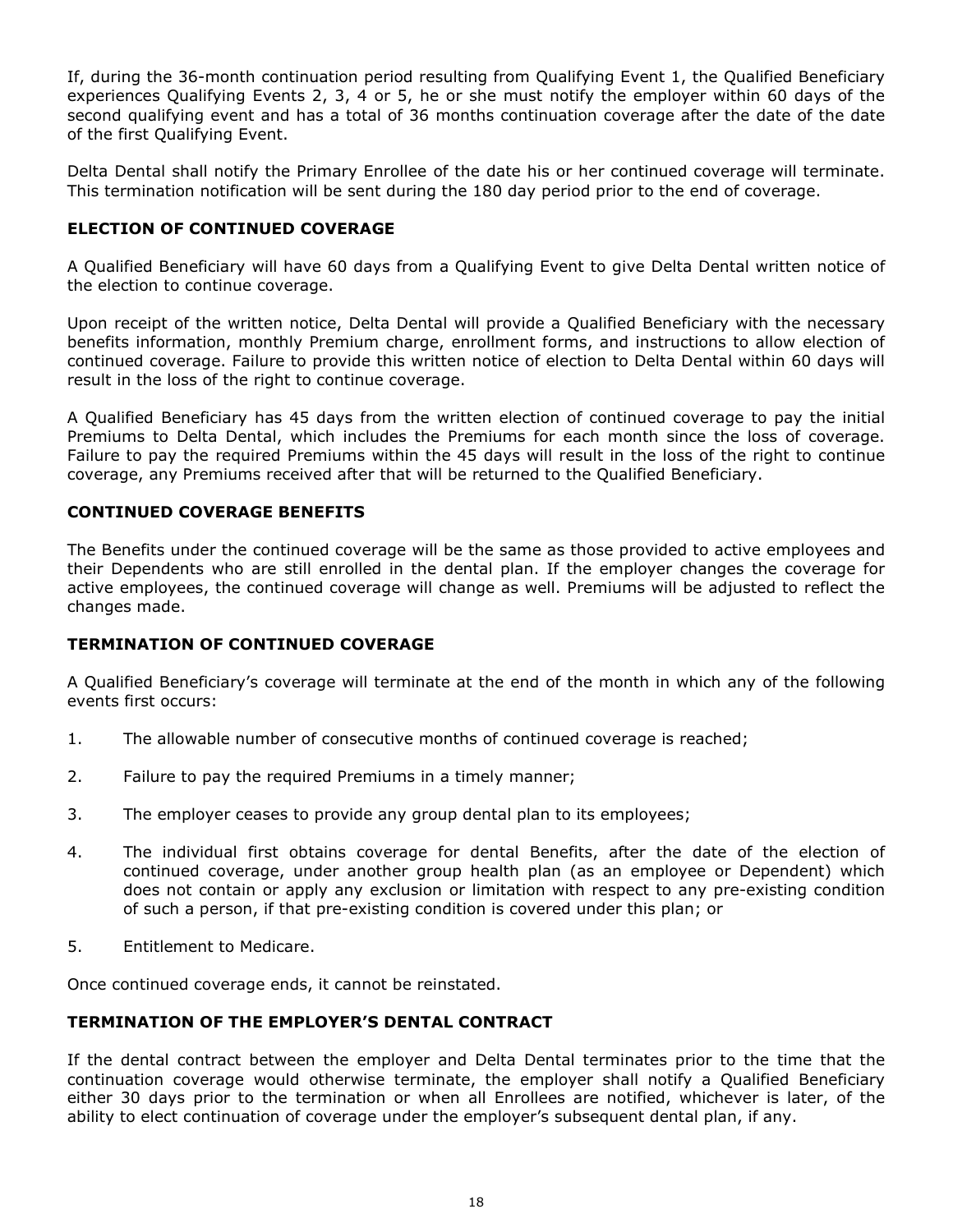If, during the 36-month continuation period resulting from Qualifying Event 1, the Qualified Beneficiary experiences Qualifying Events 2, 3, 4 or 5, he or she must notify the employer within 60 days of the second qualifying event and has a total of 36 months continuation coverage after the date of the date of the first Qualifying Event.

Delta Dental shall notify the Primary Enrollee of the date his or her continued coverage will terminate. This termination notification will be sent during the 180 day period prior to the end of coverage.

### ELECTION OF CONTINUED COVERAGE

A Qualified Beneficiary will have 60 days from a Qualifying Event to give Delta Dental written notice of the election to continue coverage.

Upon receipt of the written notice, Delta Dental will provide a Qualified Beneficiary with the necessary benefits information, monthly Premium charge, enrollment forms, and instructions to allow election of continued coverage. Failure to provide this written notice of election to Delta Dental within 60 days will result in the loss of the right to continue coverage.

A Qualified Beneficiary has 45 days from the written election of continued coverage to pay the initial Premiums to Delta Dental, which includes the Premiums for each month since the loss of coverage. Failure to pay the required Premiums within the 45 days will result in the loss of the right to continue coverage, any Premiums received after that will be returned to the Qualified Beneficiary.

### CONTINUED COVERAGE BENEFITS

The Benefits under the continued coverage will be the same as those provided to active employees and their Dependents who are still enrolled in the dental plan. If the employer changes the coverage for active employees, the continued coverage will change as well. Premiums will be adjusted to reflect the changes made.

### TERMINATION OF CONTINUED COVERAGE

A Qualified Beneficiary's coverage will terminate at the end of the month in which any of the following events first occurs:

1. The allowable number of consecutive months of continued coverage is reached;
2. Failure to pay the required Premiums in a timely manner;
3. The employer ceases to provide any group dental plan to its employees;
4. The individual first obtains coverage for dental Benefits, after the date of the election of continued coverage, under another group health plan (as an employee or Dependent) which does not contain or apply any exclusion or limitation with respect to any pre-existing condition of such a person, if that pre-existing condition is covered under this plan; or
5. Entitlement to Medicare.

Once continued coverage ends, it cannot be reinstated.

### TERMINATION OF THE EMPLOYER'S DENTAL CONTRACT

If the dental contract between the employer and Delta Dental terminates prior to the time that the continuation coverage would otherwise terminate, the employer shall notify a Qualified Beneficiary either 30 days prior to the termination or when all Enrollees are notified, whichever is later, of the ability to elect continuation of coverage under the employer's subsequent dental plan, if any.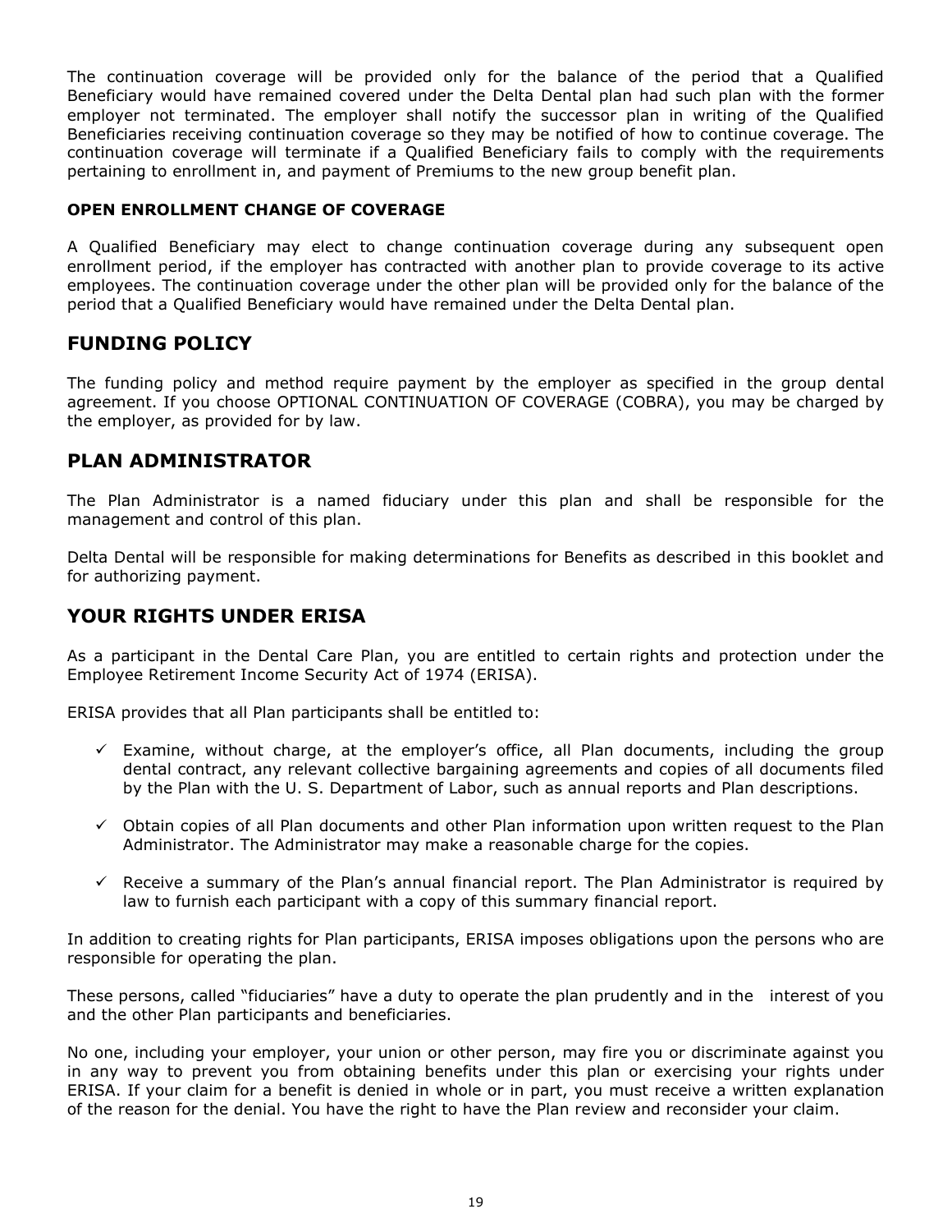The continuation coverage will be provided only for the balance of the period that a Qualified Beneficiary would have remained covered under the Delta Dental plan had such plan with the former employer not terminated. The employer shall notify the successor plan in writing of the Qualified Beneficiaries receiving continuation coverage so they may be notified of how to continue coverage. The continuation coverage will terminate if a Qualified Beneficiary fails to comply with the requirements pertaining to enrollment in, and payment of Premiums to the new group benefit plan.

### OPEN ENROLLMENT CHANGE OF COVERAGE

A Qualified Beneficiary may elect to change continuation coverage during any subsequent open enrollment period, if the employer has contracted with another plan to provide coverage to its active employees. The continuation coverage under the other plan will be provided only for the balance of the period that a Qualified Beneficiary would have remained under the Delta Dental plan.

## FUNDING POLICY

The funding policy and method require payment by the employer as specified in the group dental agreement. If you choose OPTIONAL CONTINUATION OF COVERAGE (COBRA), you may be charged by the employer, as provided for by law.

## PLAN ADMINISTRATOR

The Plan Administrator is a named fiduciary under this plan and shall be responsible for the management and control of this plan.

Delta Dental will be responsible for making determinations for Benefits as described in this booklet and for authorizing payment.

## YOUR RIGHTS UNDER ERISA

As a participant in the Dental Care Plan, you are entitled to certain rights and protection under the Employee Retirement Income Security Act of 1974 (ERISA).

ERISA provides that all Plan participants shall be entitled to:

- ✓ Examine, without charge, at the employer's office, all Plan documents, including the group dental contract, any relevant collective bargaining agreements and copies of all documents filed by the Plan with the U. S. Department of Labor, such as annual reports and Plan descriptions.
- ✓ Obtain copies of all Plan documents and other Plan information upon written request to the Plan Administrator. The Administrator may make a reasonable charge for the copies.
- ✓ Receive a summary of the Plan's annual financial report. The Plan Administrator is required by law to furnish each participant with a copy of this summary financial report.

In addition to creating rights for Plan participants, ERISA imposes obligations upon the persons who are responsible for operating the plan.

These persons, called "fiduciaries" have a duty to operate the plan prudently and in the interest of you and the other Plan participants and beneficiaries.

No one, including your employer, your union or other person, may fire you or discriminate against you in any way to prevent you from obtaining benefits under this plan or exercising your rights under ERISA. If your claim for a benefit is denied in whole or in part, you must receive a written explanation of the reason for the denial. You have the right to have the Plan review and reconsider your claim.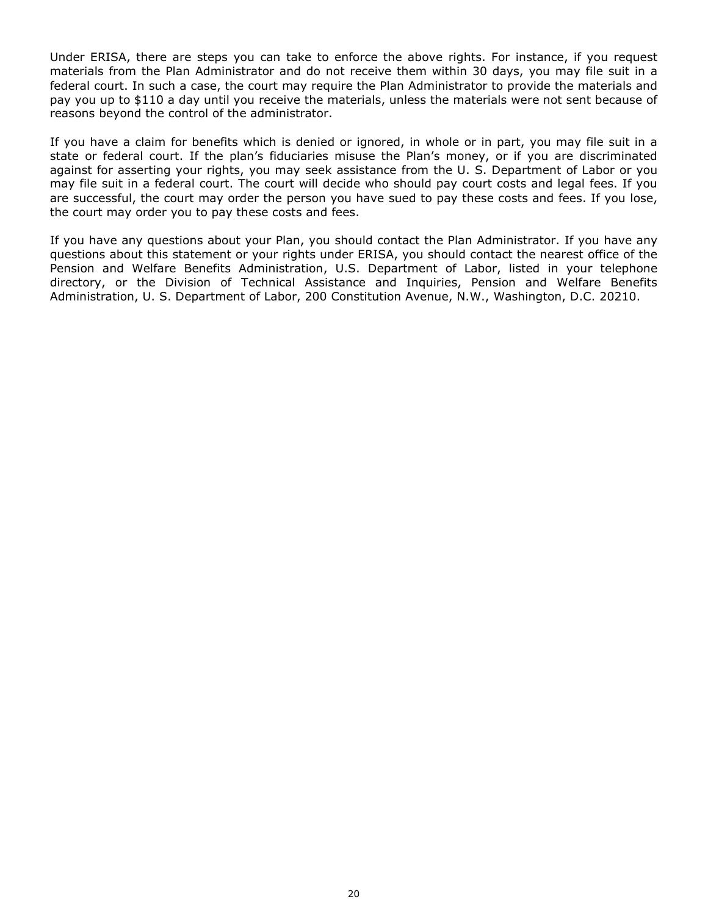Under ERISA, there are steps you can take to enforce the above rights. For instance, if you request materials from the Plan Administrator and do not receive them within 30 days, you may file suit in a federal court. In such a case, the court may require the Plan Administrator to provide the materials and pay you up to $110 a day until you receive the materials, unless the materials were not sent because of reasons beyond the control of the administrator.

If you have a claim for benefits which is denied or ignored, in whole or in part, you may file suit in a state or federal court. If the plan's fiduciaries misuse the Plan's money, or if you are discriminated against for asserting your rights, you may seek assistance from the U. S. Department of Labor or you may file suit in a federal court. The court will decide who should pay court costs and legal fees. If you are successful, the court may order the person you have sued to pay these costs and fees. If you lose, the court may order you to pay these costs and fees.

If you have any questions about your Plan, you should contact the Plan Administrator. If you have any questions about this statement or your rights under ERISA, you should contact the nearest office of the Pension and Welfare Benefits Administration, U.S. Department of Labor, listed in your telephone directory, or the Division of Technical Assistance and Inquiries, Pension and Welfare Benefits Administration, U. S. Department of Labor, 200 Constitution Avenue, N.W., Washington, D.C. 20210.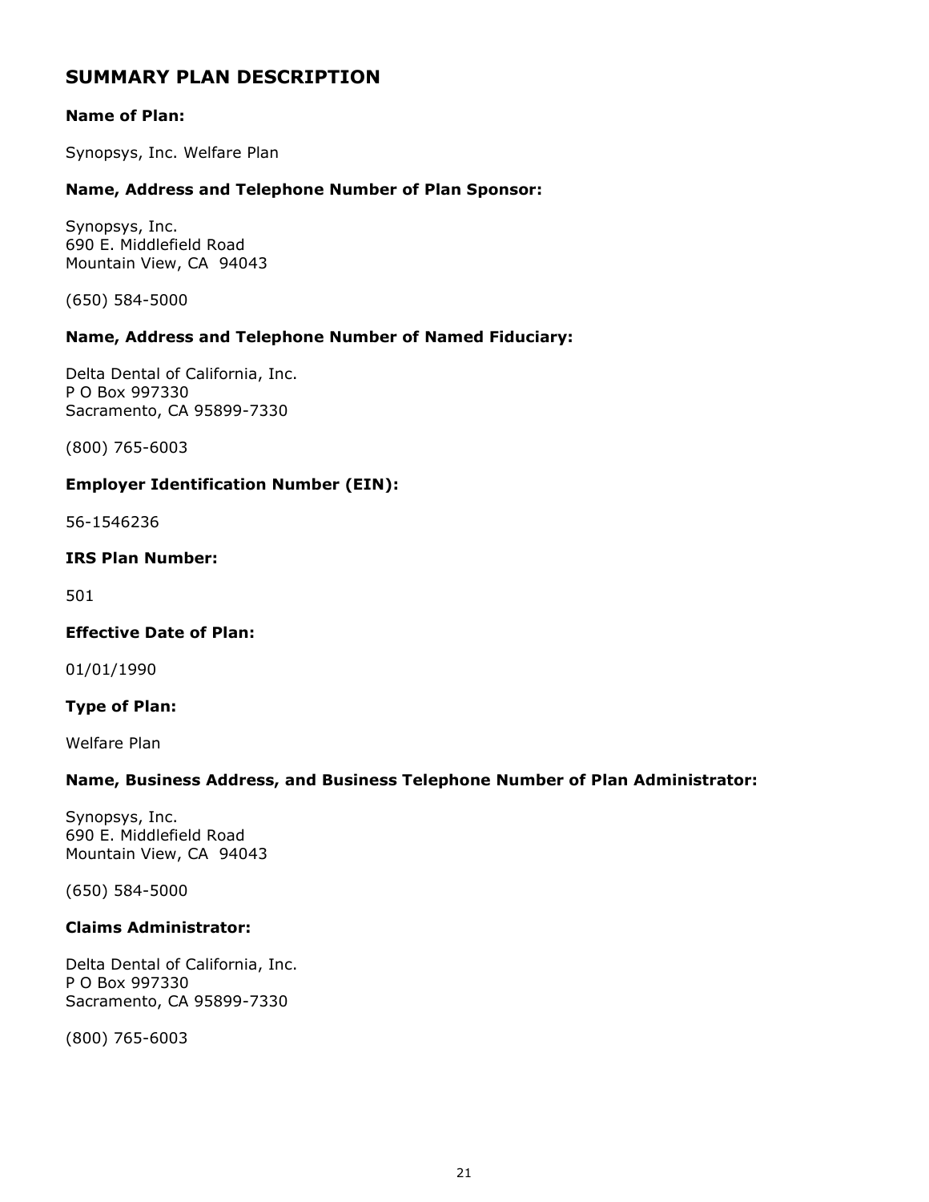## SUMMARY PLAN DESCRIPTION

**Name of Plan:**

Synopsys, Inc. Welfare Plan

**Name, Address and Telephone Number of Plan Sponsor:**

Synopsys, Inc.
690 E. Middlefield Road
Mountain View, CA 94043

(650) 584-5000

**Name, Address and Telephone Number of Named Fiduciary:**

Delta Dental of California, Inc.
P O Box 997330
Sacramento, CA 95899-7330

(800) 765-6003

**Employer Identification Number (EIN):**

56-1546236

**IRS Plan Number:**

501

**Effective Date of Plan:**

01/01/1990

**Type of Plan:**

Welfare Plan

**Name, Business Address, and Business Telephone Number of Plan Administrator:**

Synopsys, Inc.
690 E. Middlefield Road
Mountain View, CA 94043

(650) 584-5000

**Claims Administrator:**

Delta Dental of California, Inc.
P O Box 997330
Sacramento, CA 95899-7330

(800) 765-6003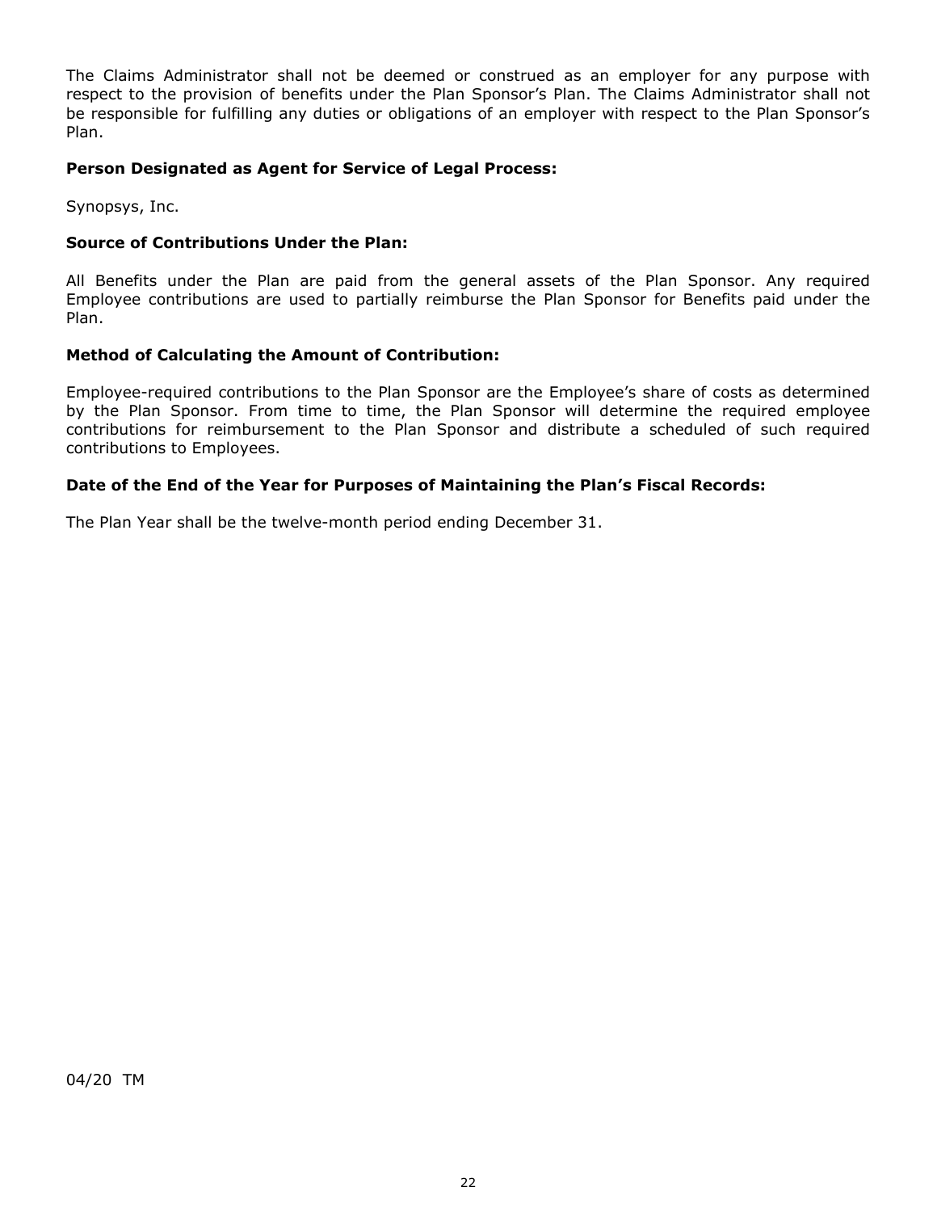The Claims Administrator shall not be deemed or construed as an employer for any purpose with respect to the provision of benefits under the Plan Sponsor's Plan. The Claims Administrator shall not be responsible for fulfilling any duties or obligations of an employer with respect to the Plan Sponsor's Plan.

**Person Designated as Agent for Service of Legal Process:**

Synopsys, Inc.

**Source of Contributions Under the Plan:**

All Benefits under the Plan are paid from the general assets of the Plan Sponsor. Any required Employee contributions are used to partially reimburse the Plan Sponsor for Benefits paid under the Plan.

**Method of Calculating the Amount of Contribution:**

Employee-required contributions to the Plan Sponsor are the Employee's share of costs as determined by the Plan Sponsor. From time to time, the Plan Sponsor will determine the required employee contributions for reimbursement to the Plan Sponsor and distribute a scheduled of such required contributions to Employees.

**Date of the End of the Year for Purposes of Maintaining the Plan's Fiscal Records:**

The Plan Year shall be the twelve-month period ending December 31.

04/20 TM